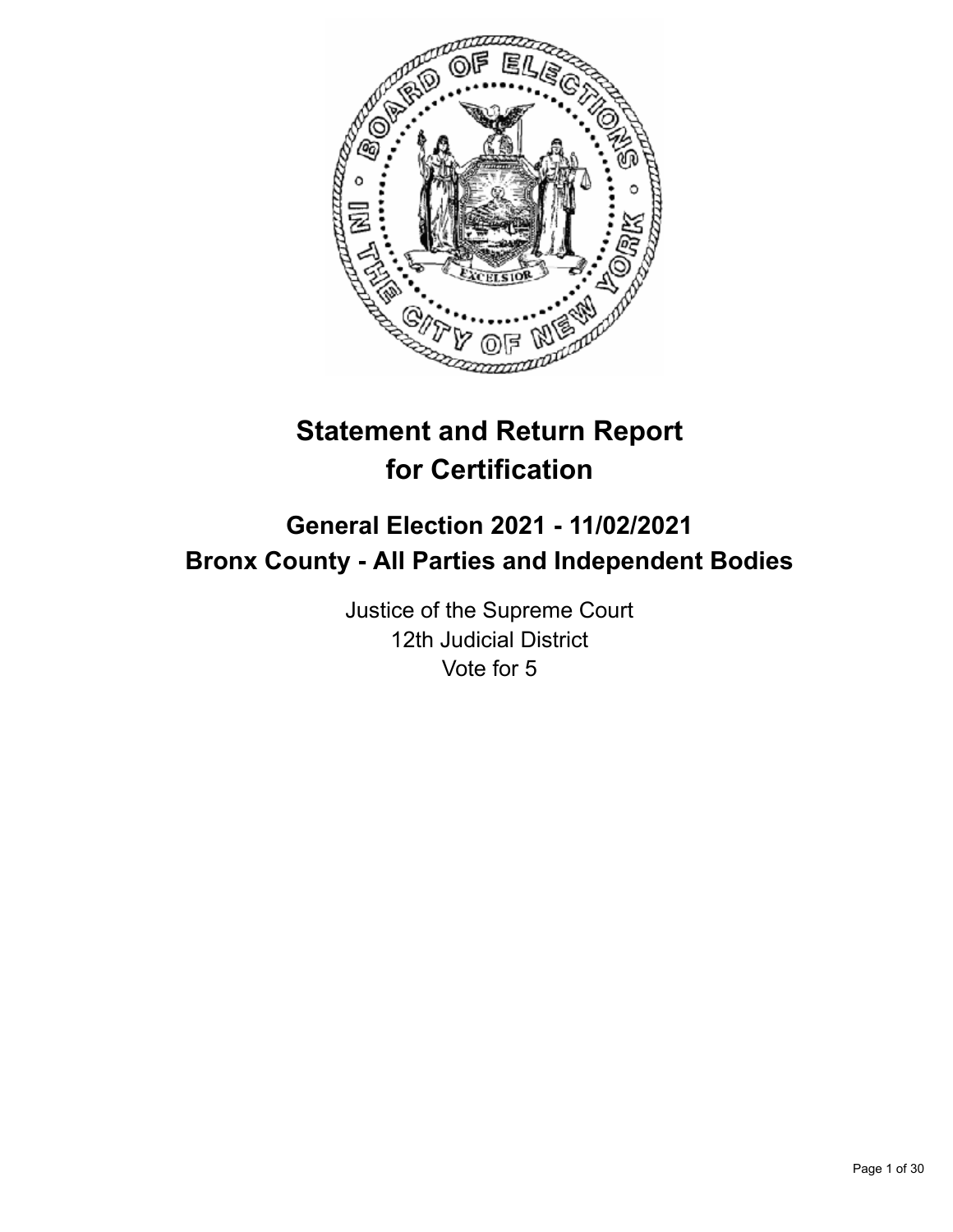# Statement and Return Report for Certification

## General Election 2021 - 11/02/2021
## Bronx County - All Parties and Independent Bodies

Justice of the Supreme Court
12th Judicial District
Vote for 5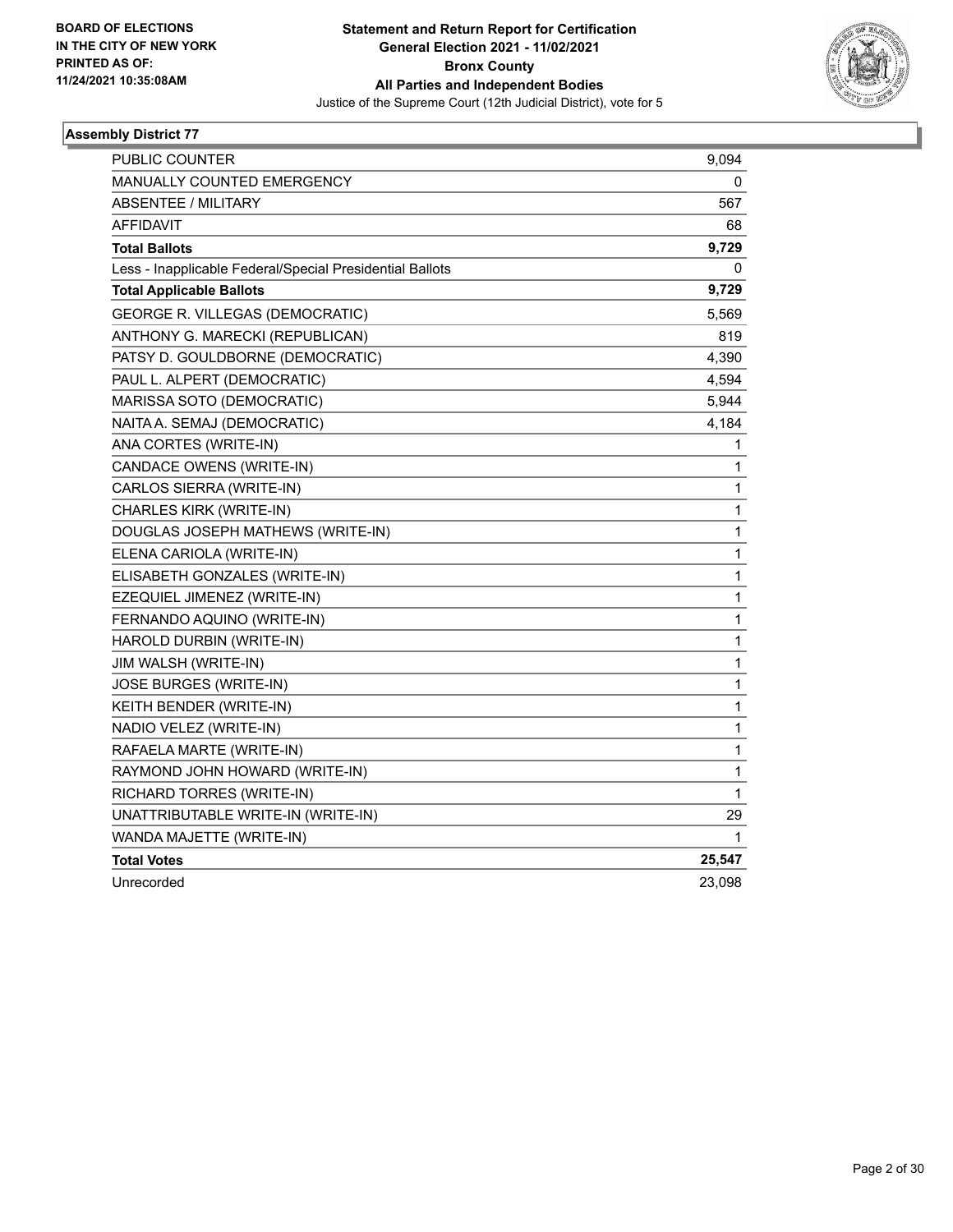**BOARD OF ELECTIONS IN THE CITY OF NEW YORK PRINTED AS OF: 11/24/2021 10:35:08AM**

# Statement and Return Report for Certification
## General Election 2021 - 11/02/2021
## Bronx County
## All Parties and Independent Bodies
Justice of the Supreme Court (12th Judicial District), vote for 5

### Assembly District 77

| | |
|---|---|
| PUBLIC COUNTER | 9,094 |
| MANUALLY COUNTED EMERGENCY | 0 |
| ABSENTEE / MILITARY | 567 |
| AFFIDAVIT | 68 |
| **Total Ballots** | **9,729** |
| Less - Inapplicable Federal/Special Presidential Ballots | 0 |
| **Total Applicable Ballots** | **9,729** |
| GEORGE R. VILLEGAS (DEMOCRATIC) | 5,569 |
| ANTHONY G. MARECKI (REPUBLICAN) | 819 |
| PATSY D. GOULDBORNE (DEMOCRATIC) | 4,390 |
| PAUL L. ALPERT (DEMOCRATIC) | 4,594 |
| MARISSA SOTO (DEMOCRATIC) | 5,944 |
| NAITA A. SEMAJ (DEMOCRATIC) | 4,184 |
| ANA CORTES (WRITE-IN) | 1 |
| CANDACE OWENS (WRITE-IN) | 1 |
| CARLOS SIERRA (WRITE-IN) | 1 |
| CHARLES KIRK (WRITE-IN) | 1 |
| DOUGLAS JOSEPH MATHEWS (WRITE-IN) | 1 |
| ELENA CARIOLA (WRITE-IN) | 1 |
| ELISABETH GONZALES (WRITE-IN) | 1 |
| EZEQUIEL JIMENEZ (WRITE-IN) | 1 |
| FERNANDO AQUINO (WRITE-IN) | 1 |
| HAROLD DURBIN (WRITE-IN) | 1 |
| JIM WALSH (WRITE-IN) | 1 |
| JOSE BURGES (WRITE-IN) | 1 |
| KEITH BENDER (WRITE-IN) | 1 |
| NADIO VELEZ (WRITE-IN) | 1 |
| RAFAELA MARTE (WRITE-IN) | 1 |
| RAYMOND JOHN HOWARD (WRITE-IN) | 1 |
| RICHARD TORRES (WRITE-IN) | 1 |
| UNATTRIBUTABLE WRITE-IN (WRITE-IN) | 29 |
| WANDA MAJETTE (WRITE-IN) | 1 |
| **Total Votes** | **25,547** |
| Unrecorded | 23,098 |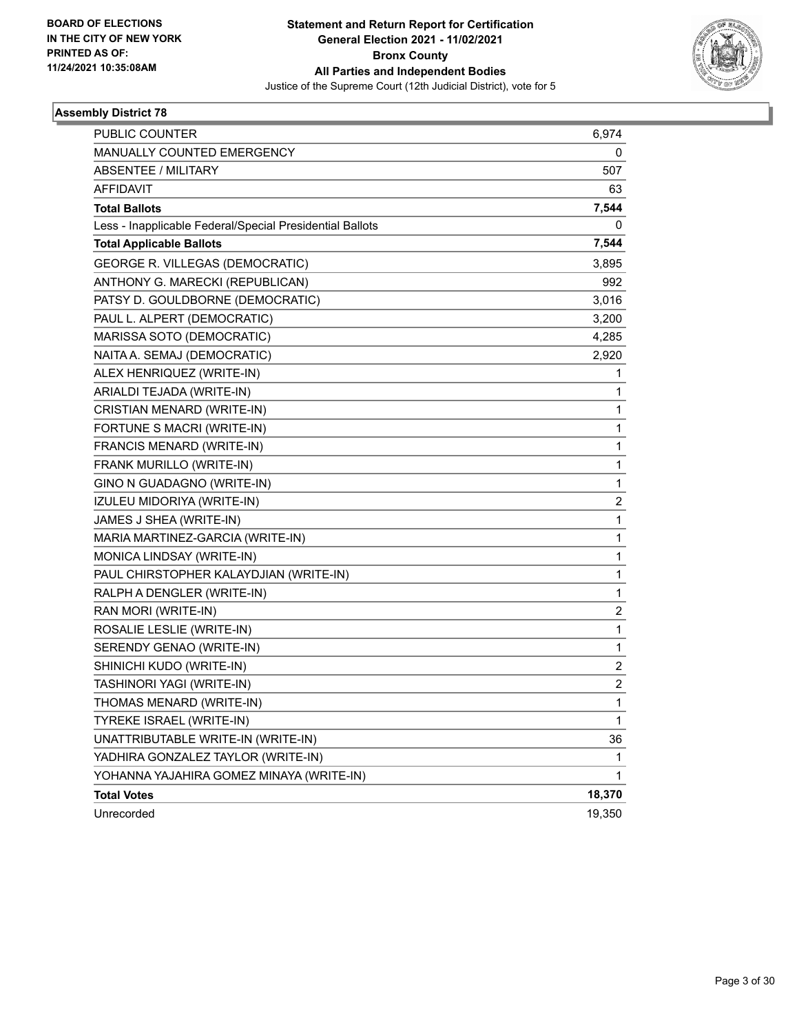**BOARD OF ELECTIONS IN THE CITY OF NEW YORK PRINTED AS OF: 11/24/2021 10:35:08AM**

**Statement and Return Report for Certification**
**General Election 2021 - 11/02/2021**
**Bronx County**
**All Parties and Independent Bodies**
Justice of the Supreme Court (12th Judicial District), vote for 5

### Assembly District 78

| | |
|---|---|
| PUBLIC COUNTER | 6,974 |
| MANUALLY COUNTED EMERGENCY | 0 |
| ABSENTEE / MILITARY | 507 |
| AFFIDAVIT | 63 |
| **Total Ballots** | **7,544** |
| Less - Inapplicable Federal/Special Presidential Ballots | 0 |
| **Total Applicable Ballots** | **7,544** |
| GEORGE R. VILLEGAS (DEMOCRATIC) | 3,895 |
| ANTHONY G. MARECKI (REPUBLICAN) | 992 |
| PATSY D. GOULDBORNE (DEMOCRATIC) | 3,016 |
| PAUL L. ALPERT (DEMOCRATIC) | 3,200 |
| MARISSA SOTO (DEMOCRATIC) | 4,285 |
| NAITA A. SEMAJ (DEMOCRATIC) | 2,920 |
| ALEX HENRIQUEZ (WRITE-IN) | 1 |
| ARIALDI TEJADA (WRITE-IN) | 1 |
| CRISTIAN MENARD (WRITE-IN) | 1 |
| FORTUNE S MACRI (WRITE-IN) | 1 |
| FRANCIS MENARD (WRITE-IN) | 1 |
| FRANK MURILLO (WRITE-IN) | 1 |
| GINO N GUADAGNO (WRITE-IN) | 1 |
| IZULEU MIDORIYA (WRITE-IN) | 2 |
| JAMES J SHEA (WRITE-IN) | 1 |
| MARIA MARTINEZ-GARCIA (WRITE-IN) | 1 |
| MONICA LINDSAY (WRITE-IN) | 1 |
| PAUL CHIRSTOPHER KALAYDJIAN (WRITE-IN) | 1 |
| RALPH A DENGLER (WRITE-IN) | 1 |
| RAN MORI (WRITE-IN) | 2 |
| ROSALIE LESLIE (WRITE-IN) | 1 |
| SERENDY GENAO (WRITE-IN) | 1 |
| SHINICHI KUDO (WRITE-IN) | 2 |
| TASHINORI YAGI (WRITE-IN) | 2 |
| THOMAS MENARD (WRITE-IN) | 1 |
| TYREKE ISRAEL (WRITE-IN) | 1 |
| UNATTRIBUTABLE WRITE-IN (WRITE-IN) | 36 |
| YADHIRA GONZALEZ TAYLOR (WRITE-IN) | 1 |
| YOHANNA YAJAHIRA GOMEZ MINAYA (WRITE-IN) | 1 |
| **Total Votes** | **18,370** |
| Unrecorded | 19,350 |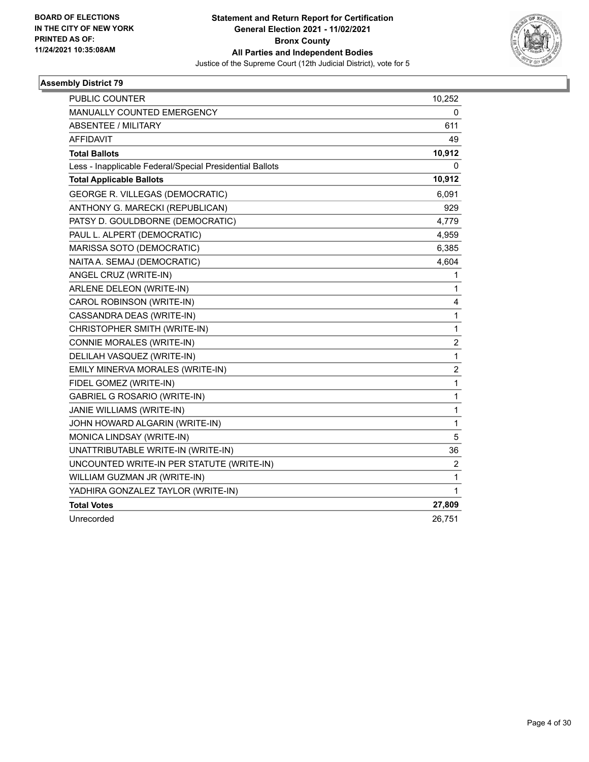**BOARD OF ELECTIONS IN THE CITY OF NEW YORK PRINTED AS OF: 11/24/2021 10:35:08AM**

**Statement and Return Report for Certification General Election 2021 - 11/02/2021 Bronx County All Parties and Independent Bodies**

Justice of the Supreme Court (12th Judicial District), vote for 5

### Assembly District 79

| | |
|---|---|
| PUBLIC COUNTER | 10,252 |
| MANUALLY COUNTED EMERGENCY | 0 |
| ABSENTEE / MILITARY | 611 |
| AFFIDAVIT | 49 |
| **Total Ballots** | **10,912** |
| Less - Inapplicable Federal/Special Presidential Ballots | 0 |
| **Total Applicable Ballots** | **10,912** |
| GEORGE R. VILLEGAS (DEMOCRATIC) | 6,091 |
| ANTHONY G. MARECKI (REPUBLICAN) | 929 |
| PATSY D. GOULDBORNE (DEMOCRATIC) | 4,779 |
| PAUL L. ALPERT (DEMOCRATIC) | 4,959 |
| MARISSA SOTO (DEMOCRATIC) | 6,385 |
| NAITA A. SEMAJ (DEMOCRATIC) | 4,604 |
| ANGEL CRUZ (WRITE-IN) | 1 |
| ARLENE DELEON (WRITE-IN) | 1 |
| CAROL ROBINSON (WRITE-IN) | 4 |
| CASSANDRA DEAS (WRITE-IN) | 1 |
| CHRISTOPHER SMITH (WRITE-IN) | 1 |
| CONNIE MORALES (WRITE-IN) | 2 |
| DELILAH VASQUEZ (WRITE-IN) | 1 |
| EMILY MINERVA MORALES (WRITE-IN) | 2 |
| FIDEL GOMEZ (WRITE-IN) | 1 |
| GABRIEL G ROSARIO (WRITE-IN) | 1 |
| JANIE WILLIAMS (WRITE-IN) | 1 |
| JOHN HOWARD ALGARIN (WRITE-IN) | 1 |
| MONICA LINDSAY (WRITE-IN) | 5 |
| UNATTRIBUTABLE WRITE-IN (WRITE-IN) | 36 |
| UNCOUNTED WRITE-IN PER STATUTE (WRITE-IN) | 2 |
| WILLIAM GUZMAN JR (WRITE-IN) | 1 |
| YADHIRA GONZALEZ TAYLOR (WRITE-IN) | 1 |
| **Total Votes** | **27,809** |
| Unrecorded | 26,751 |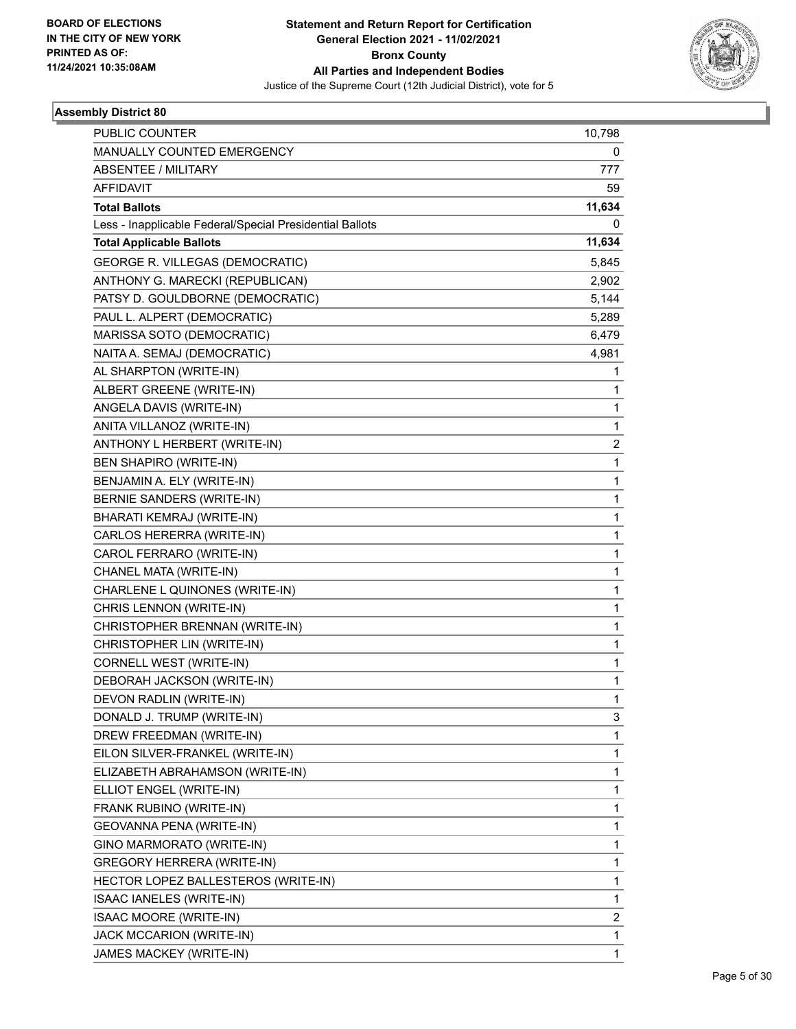BOARD OF ELECTIONS
IN THE CITY OF NEW YORK
PRINTED AS OF:
11/24/2021 10:35:08AM

**Statement and Return Report for Certification**
**General Election 2021 - 11/02/2021**
**Bronx County**
**All Parties and Independent Bodies**
Justice of the Supreme Court (12th Judicial District), vote for 5

### Assembly District 80

| | |
|---|---|
| PUBLIC COUNTER | 10,798 |
| MANUALLY COUNTED EMERGENCY | 0 |
| ABSENTEE / MILITARY | 777 |
| AFFIDAVIT | 59 |
| **Total Ballots** | **11,634** |
| Less - Inapplicable Federal/Special Presidential Ballots | 0 |
| **Total Applicable Ballots** | **11,634** |
| GEORGE R. VILLEGAS (DEMOCRATIC) | 5,845 |
| ANTHONY G. MARECKI (REPUBLICAN) | 2,902 |
| PATSY D. GOULDBORNE (DEMOCRATIC) | 5,144 |
| PAUL L. ALPERT (DEMOCRATIC) | 5,289 |
| MARISSA SOTO (DEMOCRATIC) | 6,479 |
| NAITA A. SEMAJ (DEMOCRATIC) | 4,981 |
| AL SHARPTON (WRITE-IN) | 1 |
| ALBERT GREENE (WRITE-IN) | 1 |
| ANGELA DAVIS (WRITE-IN) | 1 |
| ANITA VILLANOZ (WRITE-IN) | 1 |
| ANTHONY L HERBERT (WRITE-IN) | 2 |
| BEN SHAPIRO (WRITE-IN) | 1 |
| BENJAMIN A. ELY (WRITE-IN) | 1 |
| BERNIE SANDERS (WRITE-IN) | 1 |
| BHARATI KEMRAJ (WRITE-IN) | 1 |
| CARLOS HERERRA (WRITE-IN) | 1 |
| CAROL FERRARO (WRITE-IN) | 1 |
| CHANEL MATA (WRITE-IN) | 1 |
| CHARLENE L QUINONES (WRITE-IN) | 1 |
| CHRIS LENNON (WRITE-IN) | 1 |
| CHRISTOPHER BRENNAN (WRITE-IN) | 1 |
| CHRISTOPHER LIN (WRITE-IN) | 1 |
| CORNELL WEST (WRITE-IN) | 1 |
| DEBORAH JACKSON (WRITE-IN) | 1 |
| DEVON RADLIN (WRITE-IN) | 1 |
| DONALD J. TRUMP (WRITE-IN) | 3 |
| DREW FREEDMAN (WRITE-IN) | 1 |
| EILON SILVER-FRANKEL (WRITE-IN) | 1 |
| ELIZABETH ABRAHAMSON (WRITE-IN) | 1 |
| ELLIOT ENGEL (WRITE-IN) | 1 |
| FRANK RUBINO (WRITE-IN) | 1 |
| GEOVANNA PENA (WRITE-IN) | 1 |
| GINO MARMORATO (WRITE-IN) | 1 |
| GREGORY HERRERA (WRITE-IN) | 1 |
| HECTOR LOPEZ BALLESTEROS (WRITE-IN) | 1 |
| ISAAC IANELES (WRITE-IN) | 1 |
| ISAAC MOORE (WRITE-IN) | 2 |
| JACK MCCARION (WRITE-IN) | 1 |
| JAMES MACKEY (WRITE-IN) | 1 |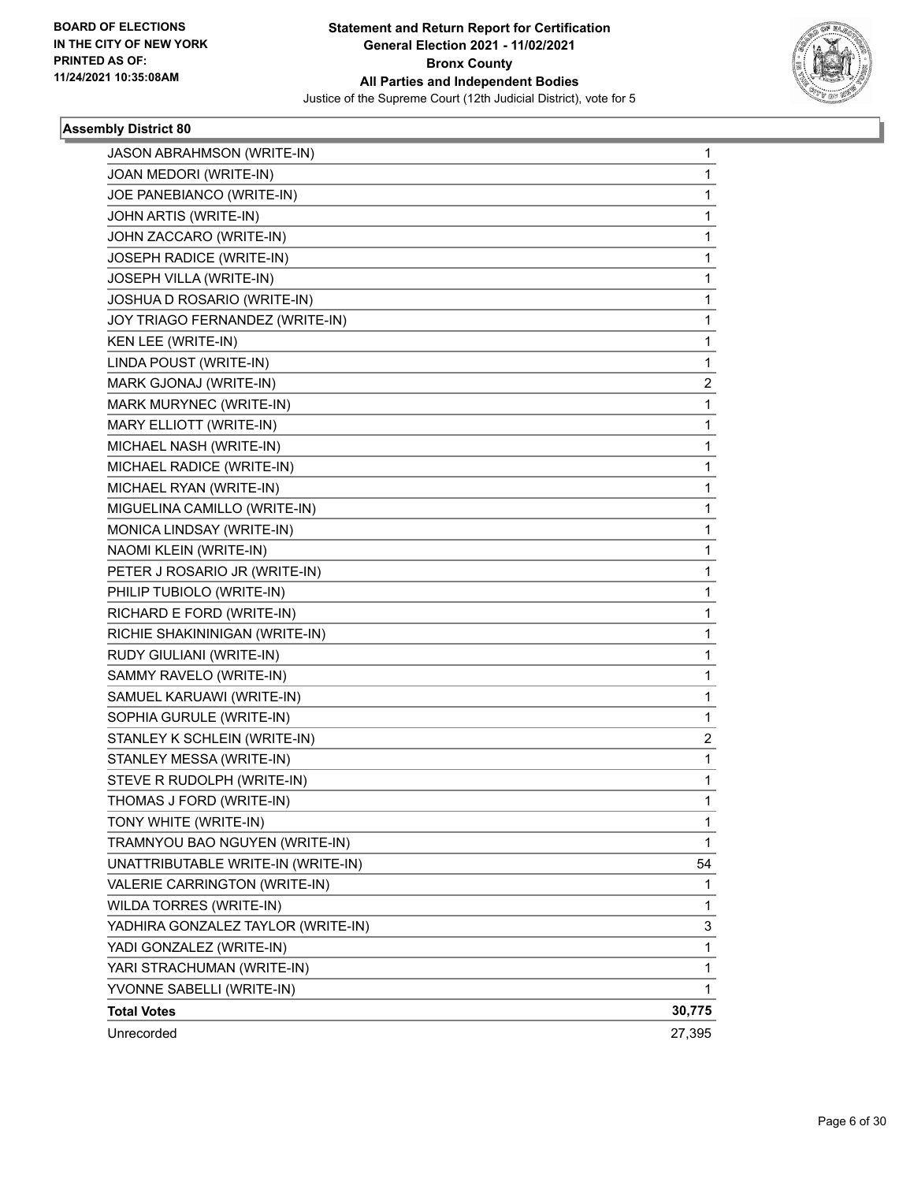**BOARD OF ELECTIONS IN THE CITY OF NEW YORK PRINTED AS OF: 11/24/2021 10:35:08AM**

**Statement and Return Report for Certification General Election 2021 - 11/02/2021 Bronx County All Parties and Independent Bodies**

Justice of the Supreme Court (12th Judicial District), vote for 5

### Assembly District 80

| | |
|---|---|
| JASON ABRAHMSON (WRITE-IN) | 1 |
| JOAN MEDORI (WRITE-IN) | 1 |
| JOE PANEBIANCO (WRITE-IN) | 1 |
| JOHN ARTIS (WRITE-IN) | 1 |
| JOHN ZACCARO (WRITE-IN) | 1 |
| JOSEPH RADICE (WRITE-IN) | 1 |
| JOSEPH VILLA (WRITE-IN) | 1 |
| JOSHUA D ROSARIO (WRITE-IN) | 1 |
| JOY TRIAGO FERNANDEZ (WRITE-IN) | 1 |
| KEN LEE (WRITE-IN) | 1 |
| LINDA POUST (WRITE-IN) | 1 |
| MARK GJONAJ (WRITE-IN) | 2 |
| MARK MURYNEC (WRITE-IN) | 1 |
| MARY ELLIOTT (WRITE-IN) | 1 |
| MICHAEL NASH (WRITE-IN) | 1 |
| MICHAEL RADICE (WRITE-IN) | 1 |
| MICHAEL RYAN (WRITE-IN) | 1 |
| MIGUELINA CAMILLO (WRITE-IN) | 1 |
| MONICA LINDSAY (WRITE-IN) | 1 |
| NAOMI KLEIN (WRITE-IN) | 1 |
| PETER J ROSARIO JR (WRITE-IN) | 1 |
| PHILIP TUBIOLO (WRITE-IN) | 1 |
| RICHARD E FORD (WRITE-IN) | 1 |
| RICHIE SHAKININIGAN (WRITE-IN) | 1 |
| RUDY GIULIANI (WRITE-IN) | 1 |
| SAMMY RAVELO (WRITE-IN) | 1 |
| SAMUEL KARUAWI (WRITE-IN) | 1 |
| SOPHIA GURULE (WRITE-IN) | 1 |
| STANLEY K SCHLEIN (WRITE-IN) | 2 |
| STANLEY MESSA (WRITE-IN) | 1 |
| STEVE R RUDOLPH (WRITE-IN) | 1 |
| THOMAS J FORD (WRITE-IN) | 1 |
| TONY WHITE (WRITE-IN) | 1 |
| TRAMNYOU BAO NGUYEN (WRITE-IN) | 1 |
| UNATTRIBUTABLE WRITE-IN (WRITE-IN) | 54 |
| VALERIE CARRINGTON (WRITE-IN) | 1 |
| WILDA TORRES (WRITE-IN) | 1 |
| YADHIRA GONZALEZ TAYLOR (WRITE-IN) | 3 |
| YADI GONZALEZ (WRITE-IN) | 1 |
| YARI STRACHUMAN (WRITE-IN) | 1 |
| YVONNE SABELLI (WRITE-IN) | 1 |
| **Total Votes** | **30,775** |
| Unrecorded | 27,395 |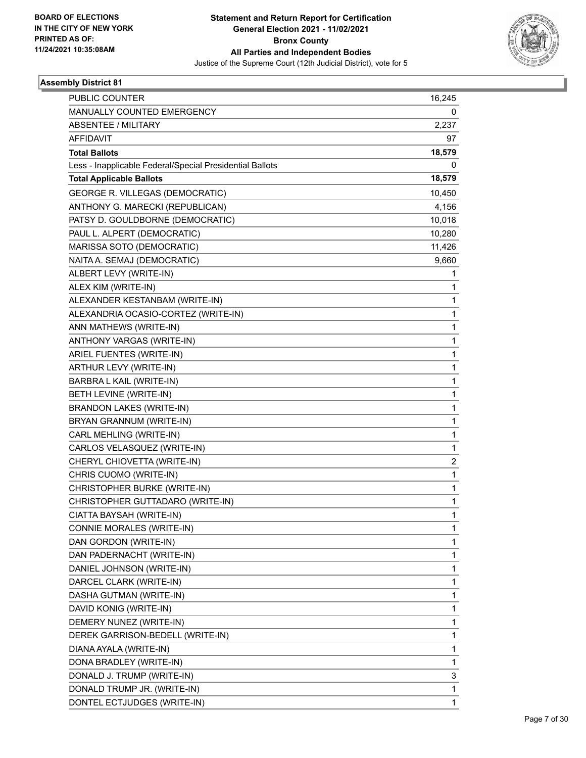**Statement and Return Report for Certification**
**General Election 2021 - 11/02/2021**
**Bronx County**
**All Parties and Independent Bodies**
Justice of the Supreme Court (12th Judicial District), vote for 5

BOARD OF ELECTIONS
IN THE CITY OF NEW YORK
PRINTED AS OF:
11/24/2021 10:35:08AM

### Assembly District 81

| | |
|---|---|
| PUBLIC COUNTER | 16,245 |
| MANUALLY COUNTED EMERGENCY | 0 |
| ABSENTEE / MILITARY | 2,237 |
| AFFIDAVIT | 97 |
| **Total Ballots** | **18,579** |
| Less - Inapplicable Federal/Special Presidential Ballots | 0 |
| **Total Applicable Ballots** | **18,579** |
| GEORGE R. VILLEGAS (DEMOCRATIC) | 10,450 |
| ANTHONY G. MARECKI (REPUBLICAN) | 4,156 |
| PATSY D. GOULDBORNE (DEMOCRATIC) | 10,018 |
| PAUL L. ALPERT (DEMOCRATIC) | 10,280 |
| MARISSA SOTO (DEMOCRATIC) | 11,426 |
| NAITA A. SEMAJ (DEMOCRATIC) | 9,660 |
| ALBERT LEVY (WRITE-IN) | 1 |
| ALEX KIM (WRITE-IN) | 1 |
| ALEXANDER KESTANBAM (WRITE-IN) | 1 |
| ALEXANDRIA OCASIO-CORTEZ (WRITE-IN) | 1 |
| ANN MATHEWS (WRITE-IN) | 1 |
| ANTHONY VARGAS (WRITE-IN) | 1 |
| ARIEL FUENTES (WRITE-IN) | 1 |
| ARTHUR LEVY (WRITE-IN) | 1 |
| BARBRA L KAIL (WRITE-IN) | 1 |
| BETH LEVINE (WRITE-IN) | 1 |
| BRANDON LAKES (WRITE-IN) | 1 |
| BRYAN GRANNUM (WRITE-IN) | 1 |
| CARL MEHLING (WRITE-IN) | 1 |
| CARLOS VELASQUEZ (WRITE-IN) | 1 |
| CHERYL CHIOVETTA (WRITE-IN) | 2 |
| CHRIS CUOMO (WRITE-IN) | 1 |
| CHRISTOPHER BURKE (WRITE-IN) | 1 |
| CHRISTOPHER GUTTADARO (WRITE-IN) | 1 |
| CIATTA BAYSAH (WRITE-IN) | 1 |
| CONNIE MORALES (WRITE-IN) | 1 |
| DAN GORDON (WRITE-IN) | 1 |
| DAN PADERNACHT (WRITE-IN) | 1 |
| DANIEL JOHNSON (WRITE-IN) | 1 |
| DARCEL CLARK (WRITE-IN) | 1 |
| DASHA GUTMAN (WRITE-IN) | 1 |
| DAVID KONIG (WRITE-IN) | 1 |
| DEMERY NUNEZ (WRITE-IN) | 1 |
| DEREK GARRISON-BEDELL (WRITE-IN) | 1 |
| DIANA AYALA (WRITE-IN) | 1 |
| DONA BRADLEY (WRITE-IN) | 1 |
| DONALD J. TRUMP (WRITE-IN) | 3 |
| DONALD TRUMP JR. (WRITE-IN) | 1 |
| DONTEL ECTJUDGES (WRITE-IN) | 1 |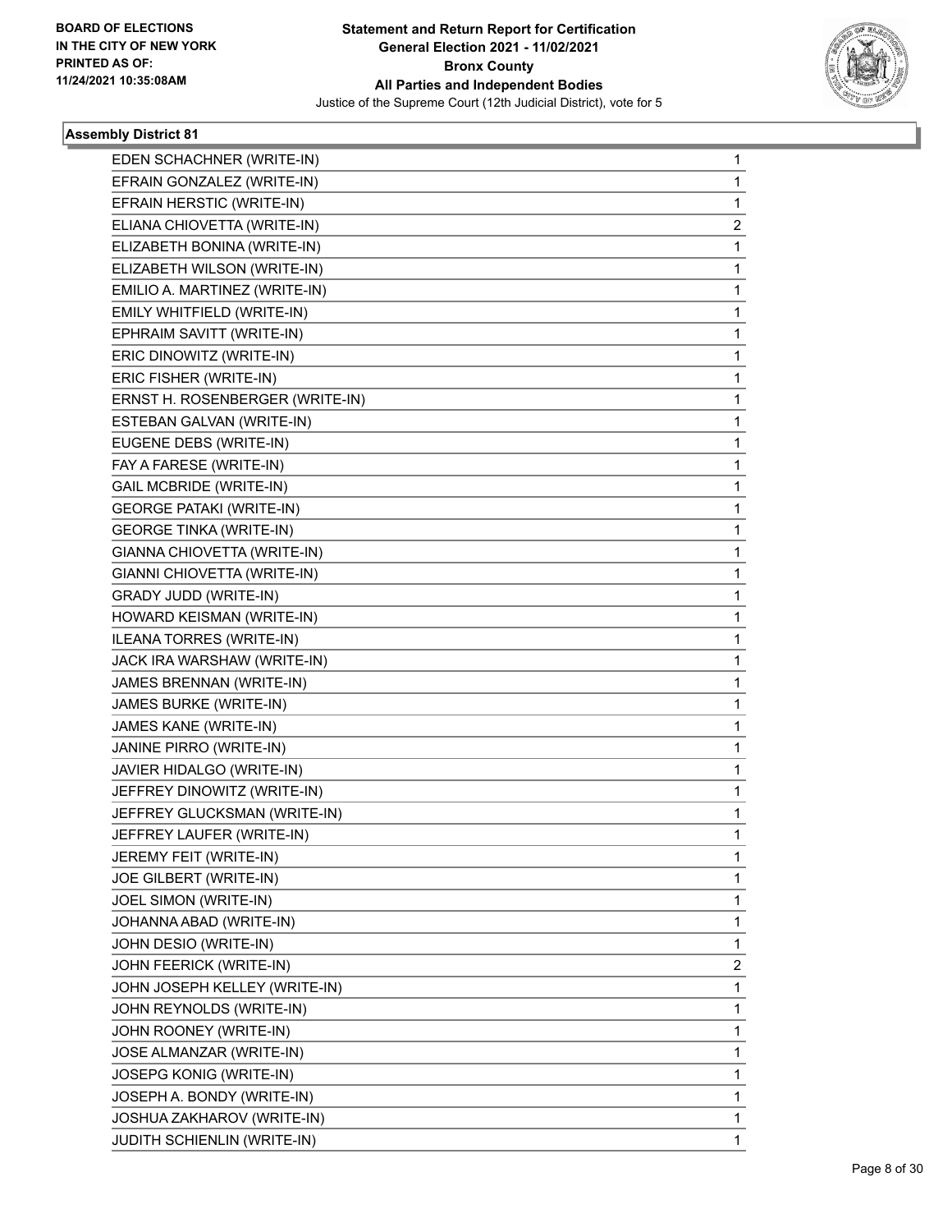**BOARD OF ELECTIONS IN THE CITY OF NEW YORK PRINTED AS OF: 11/24/2021 10:35:08AM**

**Statement and Return Report for Certification General Election 2021 - 11/02/2021 Bronx County All Parties and Independent Bodies**

Justice of the Supreme Court (12th Judicial District), vote for 5

### Assembly District 81

| Candidate | Votes |
|---|---|
| EDEN SCHACHNER (WRITE-IN) | 1 |
| EFRAIN GONZALEZ (WRITE-IN) | 1 |
| EFRAIN HERSTIC (WRITE-IN) | 1 |
| ELIANA CHIOVETTA (WRITE-IN) | 2 |
| ELIZABETH BONINA (WRITE-IN) | 1 |
| ELIZABETH WILSON (WRITE-IN) | 1 |
| EMILIO A. MARTINEZ (WRITE-IN) | 1 |
| EMILY WHITFIELD (WRITE-IN) | 1 |
| EPHRAIM SAVITT (WRITE-IN) | 1 |
| ERIC DINOWITZ (WRITE-IN) | 1 |
| ERIC FISHER (WRITE-IN) | 1 |
| ERNST H. ROSENBERGER (WRITE-IN) | 1 |
| ESTEBAN GALVAN (WRITE-IN) | 1 |
| EUGENE DEBS (WRITE-IN) | 1 |
| FAY A FARESE (WRITE-IN) | 1 |
| GAIL MCBRIDE (WRITE-IN) | 1 |
| GEORGE PATAKI (WRITE-IN) | 1 |
| GEORGE TINKA (WRITE-IN) | 1 |
| GIANNA CHIOVETTA (WRITE-IN) | 1 |
| GIANNI CHIOVETTA (WRITE-IN) | 1 |
| GRADY JUDD (WRITE-IN) | 1 |
| HOWARD KEISMAN (WRITE-IN) | 1 |
| ILEANA TORRES (WRITE-IN) | 1 |
| JACK IRA WARSHAW (WRITE-IN) | 1 |
| JAMES BRENNAN (WRITE-IN) | 1 |
| JAMES BURKE (WRITE-IN) | 1 |
| JAMES KANE (WRITE-IN) | 1 |
| JANINE PIRRO (WRITE-IN) | 1 |
| JAVIER HIDALGO (WRITE-IN) | 1 |
| JEFFREY DINOWITZ (WRITE-IN) | 1 |
| JEFFREY GLUCKSMAN (WRITE-IN) | 1 |
| JEFFREY LAUFER (WRITE-IN) | 1 |
| JEREMY FEIT (WRITE-IN) | 1 |
| JOE GILBERT (WRITE-IN) | 1 |
| JOEL SIMON (WRITE-IN) | 1 |
| JOHANNA ABAD (WRITE-IN) | 1 |
| JOHN DESIO (WRITE-IN) | 1 |
| JOHN FEERICK (WRITE-IN) | 2 |
| JOHN JOSEPH KELLEY (WRITE-IN) | 1 |
| JOHN REYNOLDS (WRITE-IN) | 1 |
| JOHN ROONEY (WRITE-IN) | 1 |
| JOSE ALMANZAR (WRITE-IN) | 1 |
| JOSEPG KONIG (WRITE-IN) | 1 |
| JOSEPH A. BONDY (WRITE-IN) | 1 |
| JOSHUA ZAKHAROV (WRITE-IN) | 1 |
| JUDITH SCHIENLIN (WRITE-IN) | 1 |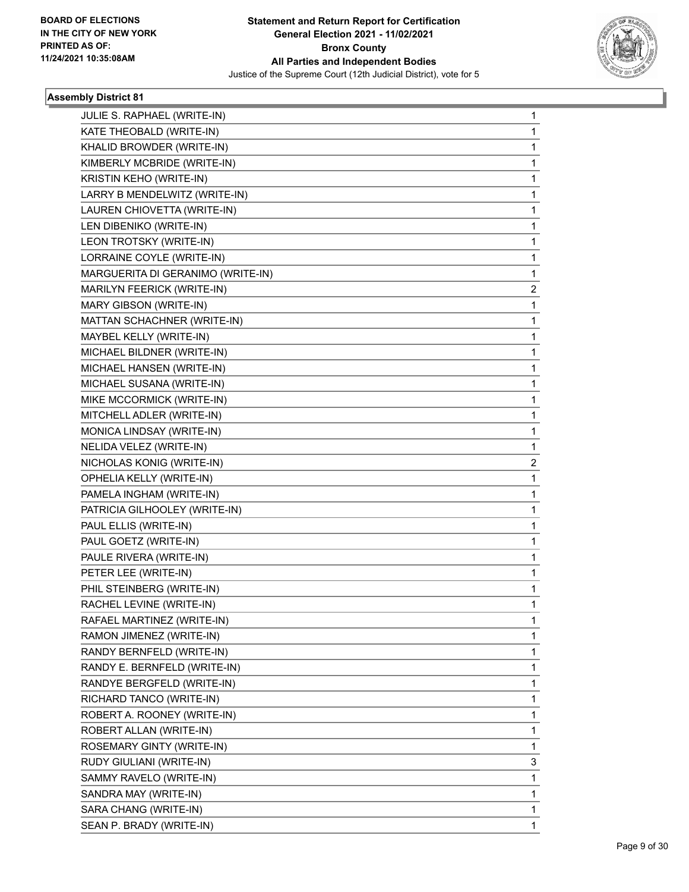**Assembly District 81**

| | |
|---|---|
| JULIE S. RAPHAEL (WRITE-IN) | 1 |
| KATE THEOBALD (WRITE-IN) | 1 |
| KHALID BROWDER (WRITE-IN) | 1 |
| KIMBERLY MCBRIDE (WRITE-IN) | 1 |
| KRISTIN KEHO (WRITE-IN) | 1 |
| LARRY B MENDELWITZ (WRITE-IN) | 1 |
| LAUREN CHIOVETTA (WRITE-IN) | 1 |
| LEN DIBENIKO (WRITE-IN) | 1 |
| LEON TROTSKY (WRITE-IN) | 1 |
| LORRAINE COYLE (WRITE-IN) | 1 |
| MARGUERITA DI GERANIMO (WRITE-IN) | 1 |
| MARILYN FEERICK (WRITE-IN) | 2 |
| MARY GIBSON (WRITE-IN) | 1 |
| MATTAN SCHACHNER (WRITE-IN) | 1 |
| MAYBEL KELLY (WRITE-IN) | 1 |
| MICHAEL BILDNER (WRITE-IN) | 1 |
| MICHAEL HANSEN (WRITE-IN) | 1 |
| MICHAEL SUSANA (WRITE-IN) | 1 |
| MIKE MCCORMICK (WRITE-IN) | 1 |
| MITCHELL ADLER (WRITE-IN) | 1 |
| MONICA LINDSAY (WRITE-IN) | 1 |
| NELIDA VELEZ (WRITE-IN) | 1 |
| NICHOLAS KONIG (WRITE-IN) | 2 |
| OPHELIA KELLY (WRITE-IN) | 1 |
| PAMELA INGHAM (WRITE-IN) | 1 |
| PATRICIA GILHOOLEY (WRITE-IN) | 1 |
| PAUL ELLIS (WRITE-IN) | 1 |
| PAUL GOETZ (WRITE-IN) | 1 |
| PAULE RIVERA (WRITE-IN) | 1 |
| PETER LEE (WRITE-IN) | 1 |
| PHIL STEINBERG (WRITE-IN) | 1 |
| RACHEL LEVINE (WRITE-IN) | 1 |
| RAFAEL MARTINEZ (WRITE-IN) | 1 |
| RAMON JIMENEZ (WRITE-IN) | 1 |
| RANDY BERNFELD (WRITE-IN) | 1 |
| RANDY E. BERNFELD (WRITE-IN) | 1 |
| RANDYE BERGFELD (WRITE-IN) | 1 |
| RICHARD TANCO (WRITE-IN) | 1 |
| ROBERT A. ROONEY (WRITE-IN) | 1 |
| ROBERT ALLAN (WRITE-IN) | 1 |
| ROSEMARY GINTY (WRITE-IN) | 1 |
| RUDY GIULIANI (WRITE-IN) | 3 |
| SAMMY RAVELO (WRITE-IN) | 1 |
| SANDRA MAY (WRITE-IN) | 1 |
| SARA CHANG (WRITE-IN) | 1 |
| SEAN P. BRADY (WRITE-IN) | 1 |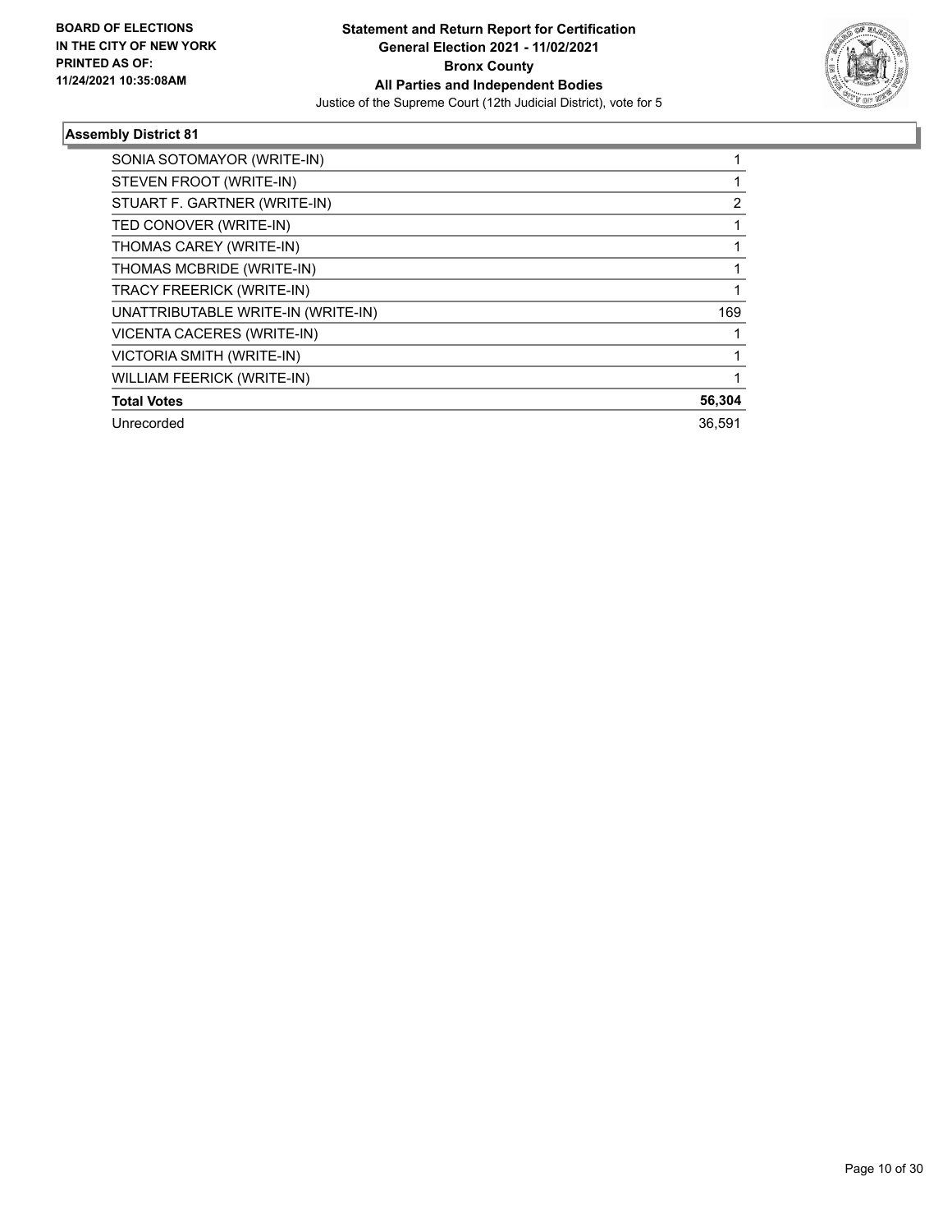**BOARD OF ELECTIONS IN THE CITY OF NEW YORK PRINTED AS OF: 11/24/2021 10:35:08AM**

**Statement and Return Report for Certification General Election 2021 - 11/02/2021 Bronx County All Parties and Independent Bodies**

Justice of the Supreme Court (12th Judicial District), vote for 5

### Assembly District 81

| | |
|---|---|
| SONIA SOTOMAYOR (WRITE-IN) | 1 |
| STEVEN FROOT (WRITE-IN) | 1 |
| STUART F. GARTNER (WRITE-IN) | 2 |
| TED CONOVER (WRITE-IN) | 1 |
| THOMAS CAREY (WRITE-IN) | 1 |
| THOMAS MCBRIDE (WRITE-IN) | 1 |
| TRACY FREERICK (WRITE-IN) | 1 |
| UNATTRIBUTABLE WRITE-IN (WRITE-IN) | 169 |
| VICENTA CACERES (WRITE-IN) | 1 |
| VICTORIA SMITH (WRITE-IN) | 1 |
| WILLIAM FEERICK (WRITE-IN) | 1 |
| **Total Votes** | **56,304** |
| Unrecorded | 36,591 |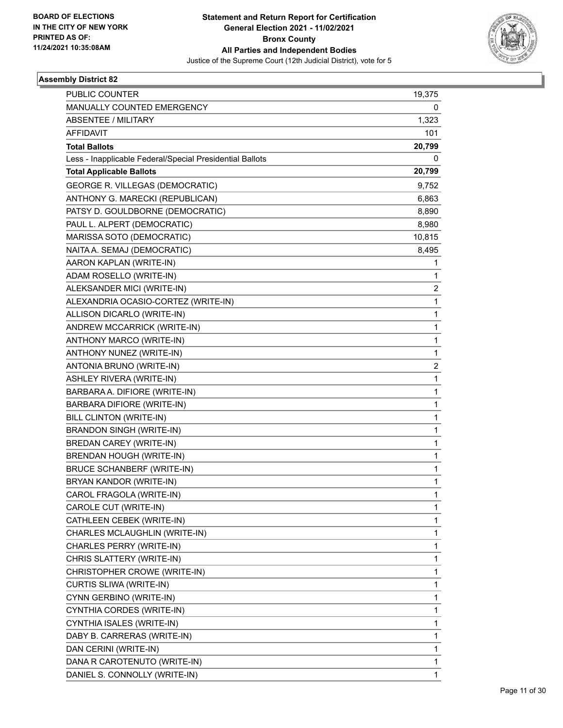BOARD OF ELECTIONS
IN THE CITY OF NEW YORK
PRINTED AS OF:
11/24/2021 10:35:08AM

**Statement and Return Report for Certification**
**General Election 2021 - 11/02/2021**
**Bronx County**
**All Parties and Independent Bodies**
Justice of the Supreme Court (12th Judicial District), vote for 5

## Assembly District 82

| | |
|---|---|
| PUBLIC COUNTER | 19,375 |
| MANUALLY COUNTED EMERGENCY | 0 |
| ABSENTEE / MILITARY | 1,323 |
| AFFIDAVIT | 101 |
| **Total Ballots** | **20,799** |
| Less - Inapplicable Federal/Special Presidential Ballots | 0 |
| **Total Applicable Ballots** | **20,799** |
| GEORGE R. VILLEGAS (DEMOCRATIC) | 9,752 |
| ANTHONY G. MARECKI (REPUBLICAN) | 6,863 |
| PATSY D. GOULDBORNE (DEMOCRATIC) | 8,890 |
| PAUL L. ALPERT (DEMOCRATIC) | 8,980 |
| MARISSA SOTO (DEMOCRATIC) | 10,815 |
| NAITA A. SEMAJ (DEMOCRATIC) | 8,495 |
| AARON KAPLAN (WRITE-IN) | 1 |
| ADAM ROSELLO (WRITE-IN) | 1 |
| ALEKSANDER MICI (WRITE-IN) | 2 |
| ALEXANDRIA OCASIO-CORTEZ (WRITE-IN) | 1 |
| ALLISON DICARLO (WRITE-IN) | 1 |
| ANDREW MCCARRICK (WRITE-IN) | 1 |
| ANTHONY MARCO (WRITE-IN) | 1 |
| ANTHONY NUNEZ (WRITE-IN) | 1 |
| ANTONIA BRUNO (WRITE-IN) | 2 |
| ASHLEY RIVERA (WRITE-IN) | 1 |
| BARBARA A. DIFIORE (WRITE-IN) | 1 |
| BARBARA DIFIORE (WRITE-IN) | 1 |
| BILL CLINTON (WRITE-IN) | 1 |
| BRANDON SINGH (WRITE-IN) | 1 |
| BREDAN CAREY (WRITE-IN) | 1 |
| BRENDAN HOUGH (WRITE-IN) | 1 |
| BRUCE SCHANBERF (WRITE-IN) | 1 |
| BRYAN KANDOR (WRITE-IN) | 1 |
| CAROL FRAGOLA (WRITE-IN) | 1 |
| CAROLE CUT (WRITE-IN) | 1 |
| CATHLEEN CEBEK (WRITE-IN) | 1 |
| CHARLES MCLAUGHLIN (WRITE-IN) | 1 |
| CHARLES PERRY (WRITE-IN) | 1 |
| CHRIS SLATTERY (WRITE-IN) | 1 |
| CHRISTOPHER CROWE (WRITE-IN) | 1 |
| CURTIS SLIWA (WRITE-IN) | 1 |
| CYNN GERBINO (WRITE-IN) | 1 |
| CYNTHIA CORDES (WRITE-IN) | 1 |
| CYNTHIA ISALES (WRITE-IN) | 1 |
| DABY B. CARRERAS (WRITE-IN) | 1 |
| DAN CERINI (WRITE-IN) | 1 |
| DANA R CAROTENUTO (WRITE-IN) | 1 |
| DANIEL S. CONNOLLY (WRITE-IN) | 1 |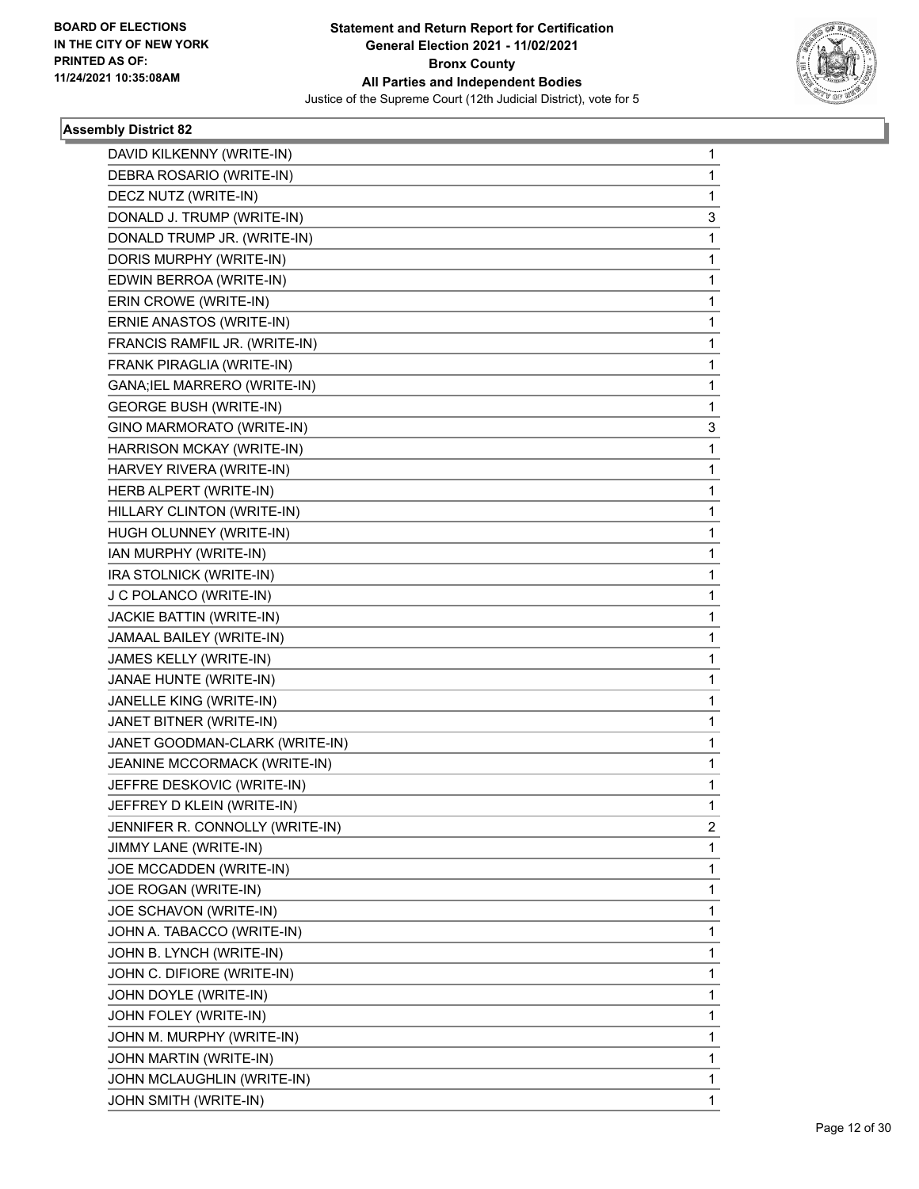**BOARD OF ELECTIONS IN THE CITY OF NEW YORK PRINTED AS OF: 11/24/2021 10:35:08AM**

**Statement and Return Report for Certification General Election 2021 - 11/02/2021 Bronx County All Parties and Independent Bodies**

Justice of the Supreme Court (12th Judicial District), vote for 5

### Assembly District 82

| | |
|---|---|
| DAVID KILKENNY (WRITE-IN) | 1 |
| DEBRA ROSARIO (WRITE-IN) | 1 |
| DECZ NUTZ (WRITE-IN) | 1 |
| DONALD J. TRUMP (WRITE-IN) | 3 |
| DONALD TRUMP JR. (WRITE-IN) | 1 |
| DORIS MURPHY (WRITE-IN) | 1 |
| EDWIN BERROA (WRITE-IN) | 1 |
| ERIN CROWE (WRITE-IN) | 1 |
| ERNIE ANASTOS (WRITE-IN) | 1 |
| FRANCIS RAMFIL JR. (WRITE-IN) | 1 |
| FRANK PIRAGLIA (WRITE-IN) | 1 |
| GANA;IEL MARRERO (WRITE-IN) | 1 |
| GEORGE BUSH (WRITE-IN) | 1 |
| GINO MARMORATO (WRITE-IN) | 3 |
| HARRISON MCKAY (WRITE-IN) | 1 |
| HARVEY RIVERA (WRITE-IN) | 1 |
| HERB ALPERT (WRITE-IN) | 1 |
| HILLARY CLINTON (WRITE-IN) | 1 |
| HUGH OLUNNEY (WRITE-IN) | 1 |
| IAN MURPHY (WRITE-IN) | 1 |
| IRA STOLNICK (WRITE-IN) | 1 |
| J C POLANCO (WRITE-IN) | 1 |
| JACKIE BATTIN (WRITE-IN) | 1 |
| JAMAAL BAILEY (WRITE-IN) | 1 |
| JAMES KELLY (WRITE-IN) | 1 |
| JANAE HUNTE (WRITE-IN) | 1 |
| JANELLE KING (WRITE-IN) | 1 |
| JANET BITNER (WRITE-IN) | 1 |
| JANET GOODMAN-CLARK (WRITE-IN) | 1 |
| JEANINE MCCORMACK (WRITE-IN) | 1 |
| JEFFRE DESKOVIC (WRITE-IN) | 1 |
| JEFFREY D KLEIN (WRITE-IN) | 1 |
| JENNIFER R. CONNOLLY (WRITE-IN) | 2 |
| JIMMY LANE (WRITE-IN) | 1 |
| JOE MCCADDEN (WRITE-IN) | 1 |
| JOE ROGAN (WRITE-IN) | 1 |
| JOE SCHAVON (WRITE-IN) | 1 |
| JOHN A. TABACCO (WRITE-IN) | 1 |
| JOHN B. LYNCH (WRITE-IN) | 1 |
| JOHN C. DIFIORE (WRITE-IN) | 1 |
| JOHN DOYLE (WRITE-IN) | 1 |
| JOHN FOLEY (WRITE-IN) | 1 |
| JOHN M. MURPHY (WRITE-IN) | 1 |
| JOHN MARTIN (WRITE-IN) | 1 |
| JOHN MCLAUGHLIN (WRITE-IN) | 1 |
| JOHN SMITH (WRITE-IN) | 1 |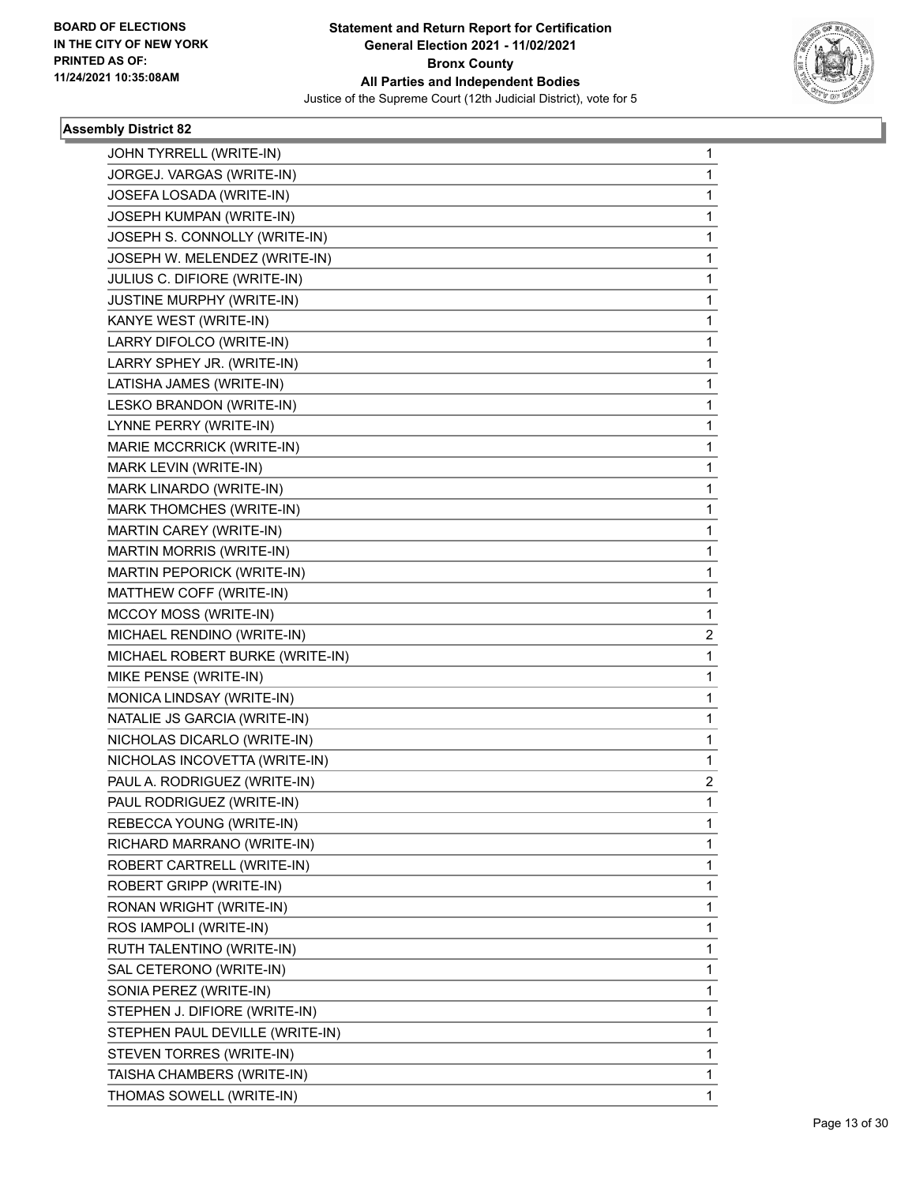**BOARD OF ELECTIONS IN THE CITY OF NEW YORK PRINTED AS OF: 11/24/2021 10:35:08AM**

**Statement and Return Report for Certification General Election 2021 - 11/02/2021 Bronx County All Parties and Independent Bodies**

Justice of the Supreme Court (12th Judicial District), vote for 5

### Assembly District 82

| Candidate | Votes |
|---|---|
| JOHN TYRRELL (WRITE-IN) | 1 |
| JORGEJ. VARGAS (WRITE-IN) | 1 |
| JOSEFA LOSADA (WRITE-IN) | 1 |
| JOSEPH KUMPAN (WRITE-IN) | 1 |
| JOSEPH S. CONNOLLY (WRITE-IN) | 1 |
| JOSEPH W. MELENDEZ (WRITE-IN) | 1 |
| JULIUS C. DIFIORE (WRITE-IN) | 1 |
| JUSTINE MURPHY (WRITE-IN) | 1 |
| KANYE WEST (WRITE-IN) | 1 |
| LARRY DIFOLCO (WRITE-IN) | 1 |
| LARRY SPHEY JR. (WRITE-IN) | 1 |
| LATISHA JAMES (WRITE-IN) | 1 |
| LESKO BRANDON (WRITE-IN) | 1 |
| LYNNE PERRY (WRITE-IN) | 1 |
| MARIE MCCRRICK (WRITE-IN) | 1 |
| MARK LEVIN (WRITE-IN) | 1 |
| MARK LINARDO (WRITE-IN) | 1 |
| MARK THOMCHES (WRITE-IN) | 1 |
| MARTIN CAREY (WRITE-IN) | 1 |
| MARTIN MORRIS (WRITE-IN) | 1 |
| MARTIN PEPORICK (WRITE-IN) | 1 |
| MATTHEW COFF (WRITE-IN) | 1 |
| MCCOY MOSS (WRITE-IN) | 1 |
| MICHAEL RENDINO (WRITE-IN) | 2 |
| MICHAEL ROBERT BURKE (WRITE-IN) | 1 |
| MIKE PENSE (WRITE-IN) | 1 |
| MONICA LINDSAY (WRITE-IN) | 1 |
| NATALIE JS GARCIA (WRITE-IN) | 1 |
| NICHOLAS DICARLO (WRITE-IN) | 1 |
| NICHOLAS INCOVETTA (WRITE-IN) | 1 |
| PAUL A. RODRIGUEZ (WRITE-IN) | 2 |
| PAUL RODRIGUEZ (WRITE-IN) | 1 |
| REBECCA YOUNG (WRITE-IN) | 1 |
| RICHARD MARRANO (WRITE-IN) | 1 |
| ROBERT CARTRELL (WRITE-IN) | 1 |
| ROBERT GRIPP (WRITE-IN) | 1 |
| RONAN WRIGHT (WRITE-IN) | 1 |
| ROS IAMPOLI (WRITE-IN) | 1 |
| RUTH TALENTINO (WRITE-IN) | 1 |
| SAL CETERONO (WRITE-IN) | 1 |
| SONIA PEREZ (WRITE-IN) | 1 |
| STEPHEN J. DIFIORE (WRITE-IN) | 1 |
| STEPHEN PAUL DEVILLE (WRITE-IN) | 1 |
| STEVEN TORRES (WRITE-IN) | 1 |
| TAISHA CHAMBERS (WRITE-IN) | 1 |
| THOMAS SOWELL (WRITE-IN) | 1 |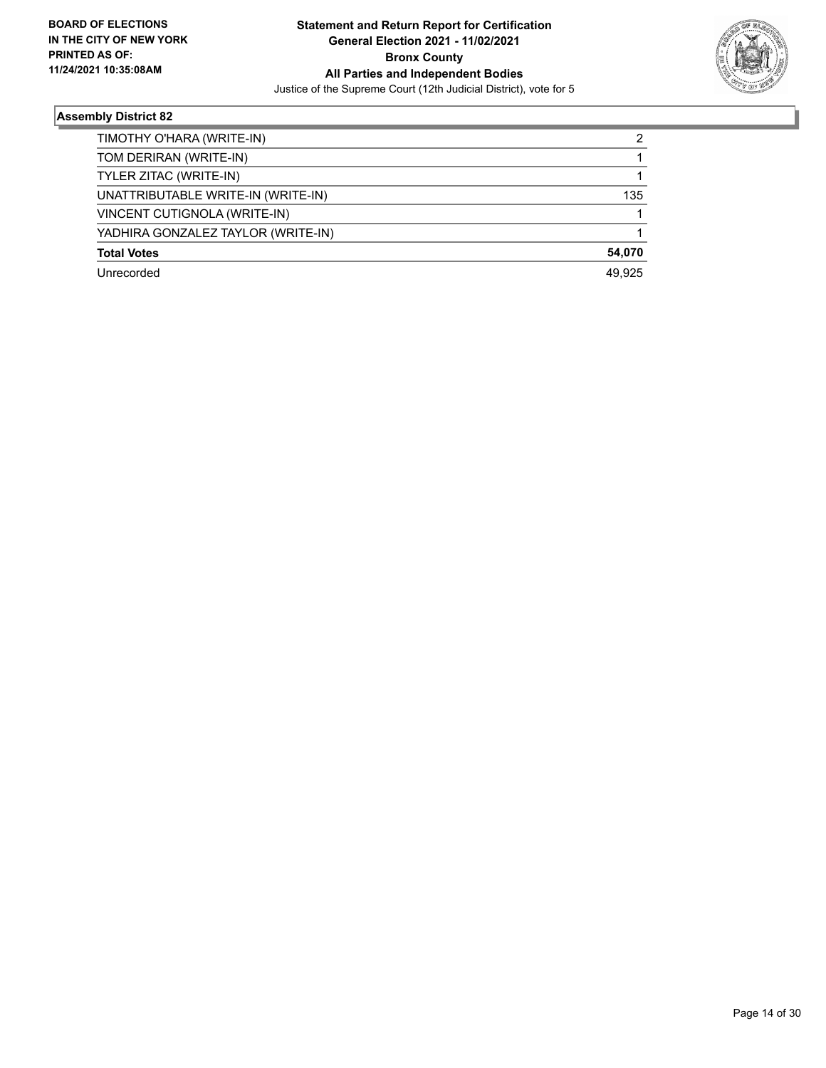## Assembly District 82

| | |
|---|---|
| TIMOTHY O'HARA (WRITE-IN) | 2 |
| TOM DERIRAN (WRITE-IN) | 1 |
| TYLER ZITAC (WRITE-IN) | 1 |
| UNATTRIBUTABLE WRITE-IN (WRITE-IN) | 135 |
| VINCENT CUTIGNOLA (WRITE-IN) | 1 |
| YADHIRA GONZALEZ TAYLOR (WRITE-IN) | 1 |
| **Total Votes** | **54,070** |
| Unrecorded | 49,925 |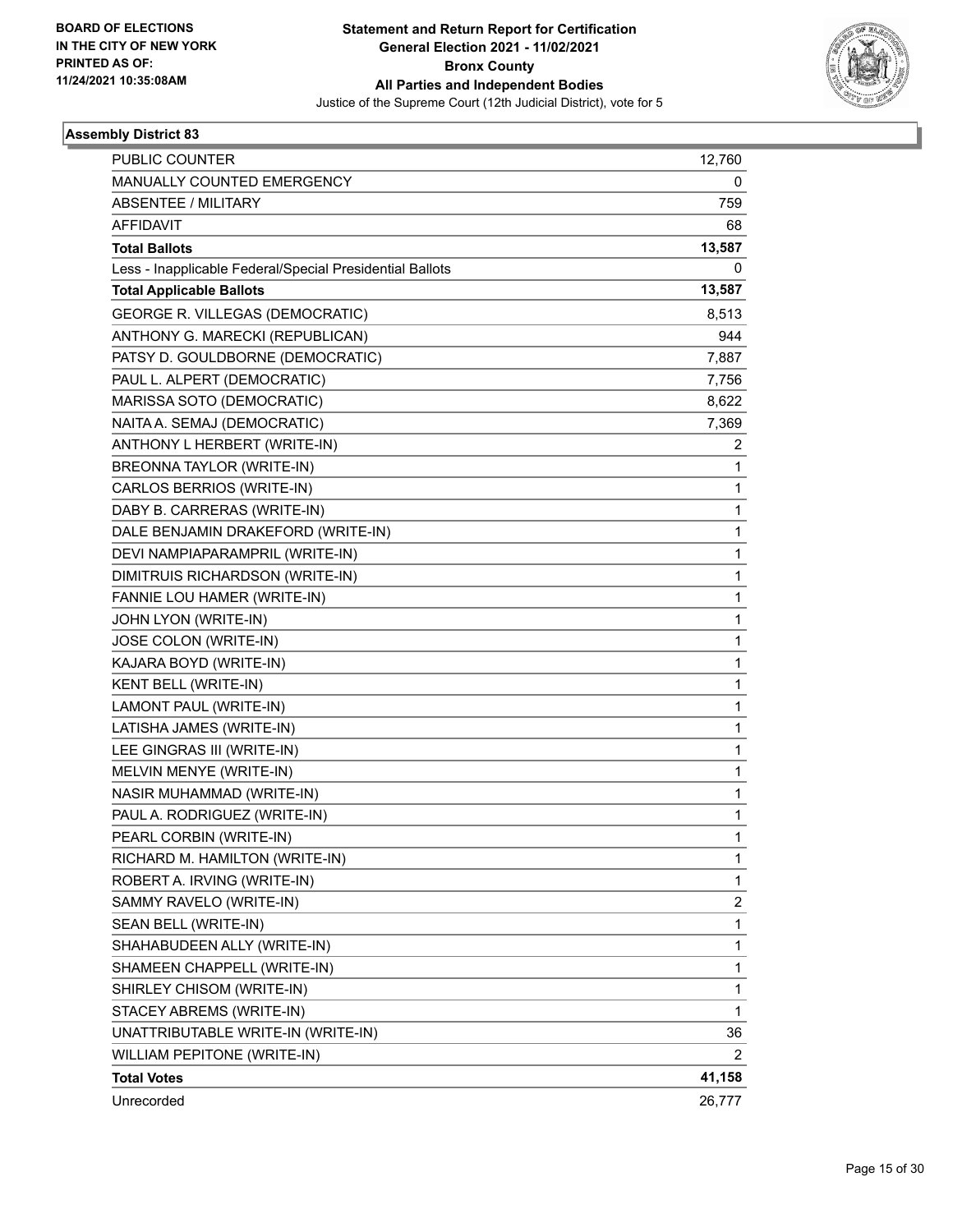**BOARD OF ELECTIONS IN THE CITY OF NEW YORK PRINTED AS OF: 11/24/2021 10:35:08AM**

**Statement and Return Report for Certification General Election 2021 - 11/02/2021 Bronx County All Parties and Independent Bodies**

Justice of the Supreme Court (12th Judicial District), vote for 5

### Assembly District 83

| | |
|---|---|
| PUBLIC COUNTER | 12,760 |
| MANUALLY COUNTED EMERGENCY | 0 |
| ABSENTEE / MILITARY | 759 |
| AFFIDAVIT | 68 |
| **Total Ballots** | **13,587** |
| Less - Inapplicable Federal/Special Presidential Ballots | 0 |
| **Total Applicable Ballots** | **13,587** |
| GEORGE R. VILLEGAS (DEMOCRATIC) | 8,513 |
| ANTHONY G. MARECKI (REPUBLICAN) | 944 |
| PATSY D. GOULDBORNE (DEMOCRATIC) | 7,887 |
| PAUL L. ALPERT (DEMOCRATIC) | 7,756 |
| MARISSA SOTO (DEMOCRATIC) | 8,622 |
| NAITA A. SEMAJ (DEMOCRATIC) | 7,369 |
| ANTHONY L HERBERT (WRITE-IN) | 2 |
| BREONNA TAYLOR (WRITE-IN) | 1 |
| CARLOS BERRIOS (WRITE-IN) | 1 |
| DABY B. CARRERAS (WRITE-IN) | 1 |
| DALE BENJAMIN DRAKEFORD (WRITE-IN) | 1 |
| DEVI NAMPIAPARAMPRIL (WRITE-IN) | 1 |
| DIMITRUIS RICHARDSON (WRITE-IN) | 1 |
| FANNIE LOU HAMER (WRITE-IN) | 1 |
| JOHN LYON (WRITE-IN) | 1 |
| JOSE COLON (WRITE-IN) | 1 |
| KAJARA BOYD (WRITE-IN) | 1 |
| KENT BELL (WRITE-IN) | 1 |
| LAMONT PAUL (WRITE-IN) | 1 |
| LATISHA JAMES (WRITE-IN) | 1 |
| LEE GINGRAS III (WRITE-IN) | 1 |
| MELVIN MENYE (WRITE-IN) | 1 |
| NASIR MUHAMMAD (WRITE-IN) | 1 |
| PAUL A. RODRIGUEZ (WRITE-IN) | 1 |
| PEARL CORBIN (WRITE-IN) | 1 |
| RICHARD M. HAMILTON (WRITE-IN) | 1 |
| ROBERT A. IRVING (WRITE-IN) | 1 |
| SAMMY RAVELO (WRITE-IN) | 2 |
| SEAN BELL (WRITE-IN) | 1 |
| SHAHABUDEEN ALLY (WRITE-IN) | 1 |
| SHAMEEN CHAPPELL (WRITE-IN) | 1 |
| SHIRLEY CHISOM (WRITE-IN) | 1 |
| STACEY ABREMS (WRITE-IN) | 1 |
| UNATTRIBUTABLE WRITE-IN (WRITE-IN) | 36 |
| WILLIAM PEPITONE (WRITE-IN) | 2 |
| **Total Votes** | **41,158** |
| Unrecorded | 26,777 |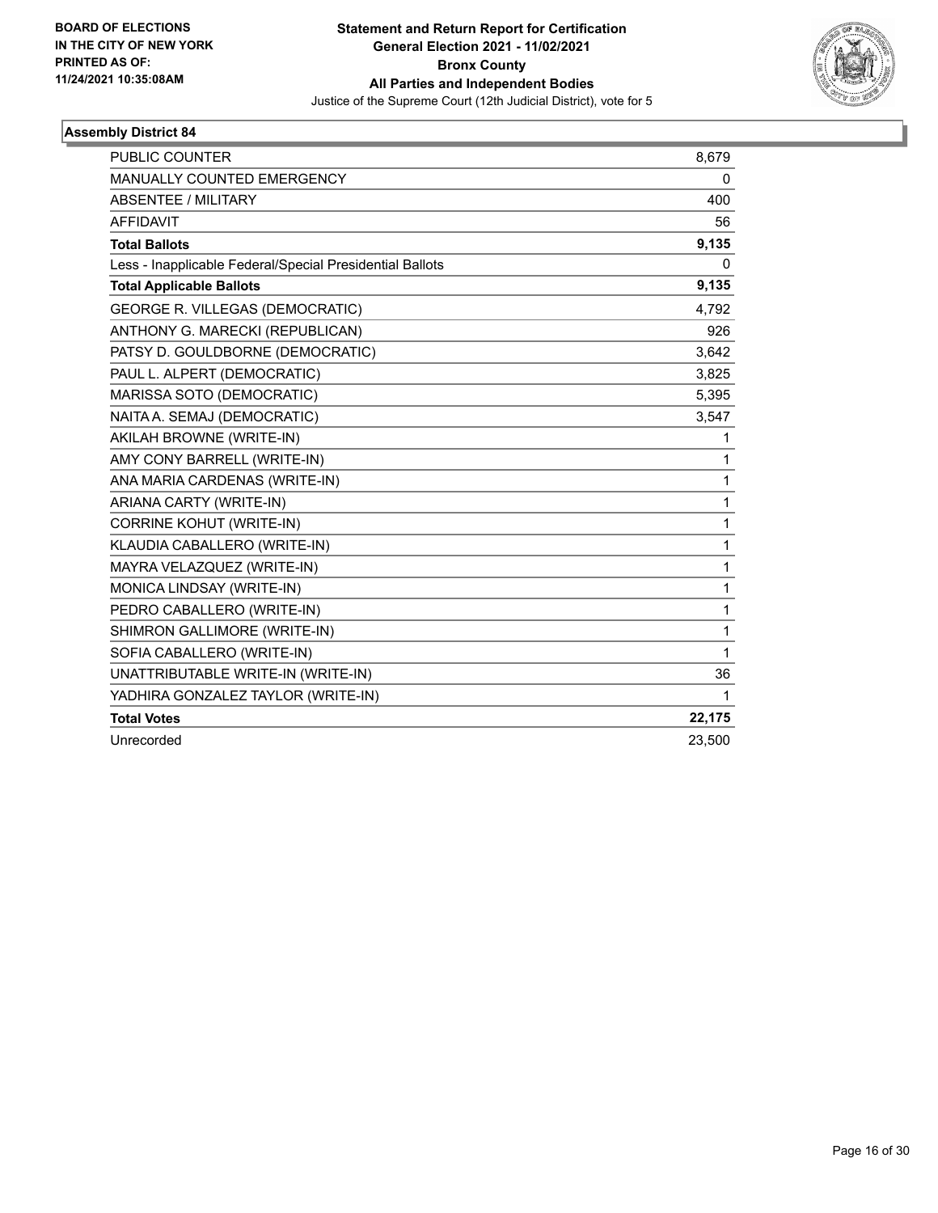BOARD OF ELECTIONS
IN THE CITY OF NEW YORK
PRINTED AS OF:
11/24/2021 10:35:08AM

**Statement and Return Report for Certification**
**General Election 2021 - 11/02/2021**
**Bronx County**
**All Parties and Independent Bodies**
Justice of the Supreme Court (12th Judicial District), vote for 5

### Assembly District 84

| | |
|---|---|
| PUBLIC COUNTER | 8,679 |
| MANUALLY COUNTED EMERGENCY | 0 |
| ABSENTEE / MILITARY | 400 |
| AFFIDAVIT | 56 |
| **Total Ballots** | **9,135** |
| Less - Inapplicable Federal/Special Presidential Ballots | 0 |
| **Total Applicable Ballots** | **9,135** |
| GEORGE R. VILLEGAS (DEMOCRATIC) | 4,792 |
| ANTHONY G. MARECKI (REPUBLICAN) | 926 |
| PATSY D. GOULDBORNE (DEMOCRATIC) | 3,642 |
| PAUL L. ALPERT (DEMOCRATIC) | 3,825 |
| MARISSA SOTO (DEMOCRATIC) | 5,395 |
| NAITA A. SEMAJ (DEMOCRATIC) | 3,547 |
| AKILAH BROWNE (WRITE-IN) | 1 |
| AMY CONY BARRELL (WRITE-IN) | 1 |
| ANA MARIA CARDENAS (WRITE-IN) | 1 |
| ARIANA CARTY (WRITE-IN) | 1 |
| CORRINE KOHUT (WRITE-IN) | 1 |
| KLAUDIA CABALLERO (WRITE-IN) | 1 |
| MAYRA VELAZQUEZ (WRITE-IN) | 1 |
| MONICA LINDSAY (WRITE-IN) | 1 |
| PEDRO CABALLERO (WRITE-IN) | 1 |
| SHIMRON GALLIMORE (WRITE-IN) | 1 |
| SOFIA CABALLERO (WRITE-IN) | 1 |
| UNATTRIBUTABLE WRITE-IN (WRITE-IN) | 36 |
| YADHIRA GONZALEZ TAYLOR (WRITE-IN) | 1 |
| **Total Votes** | **22,175** |
| Unrecorded | 23,500 |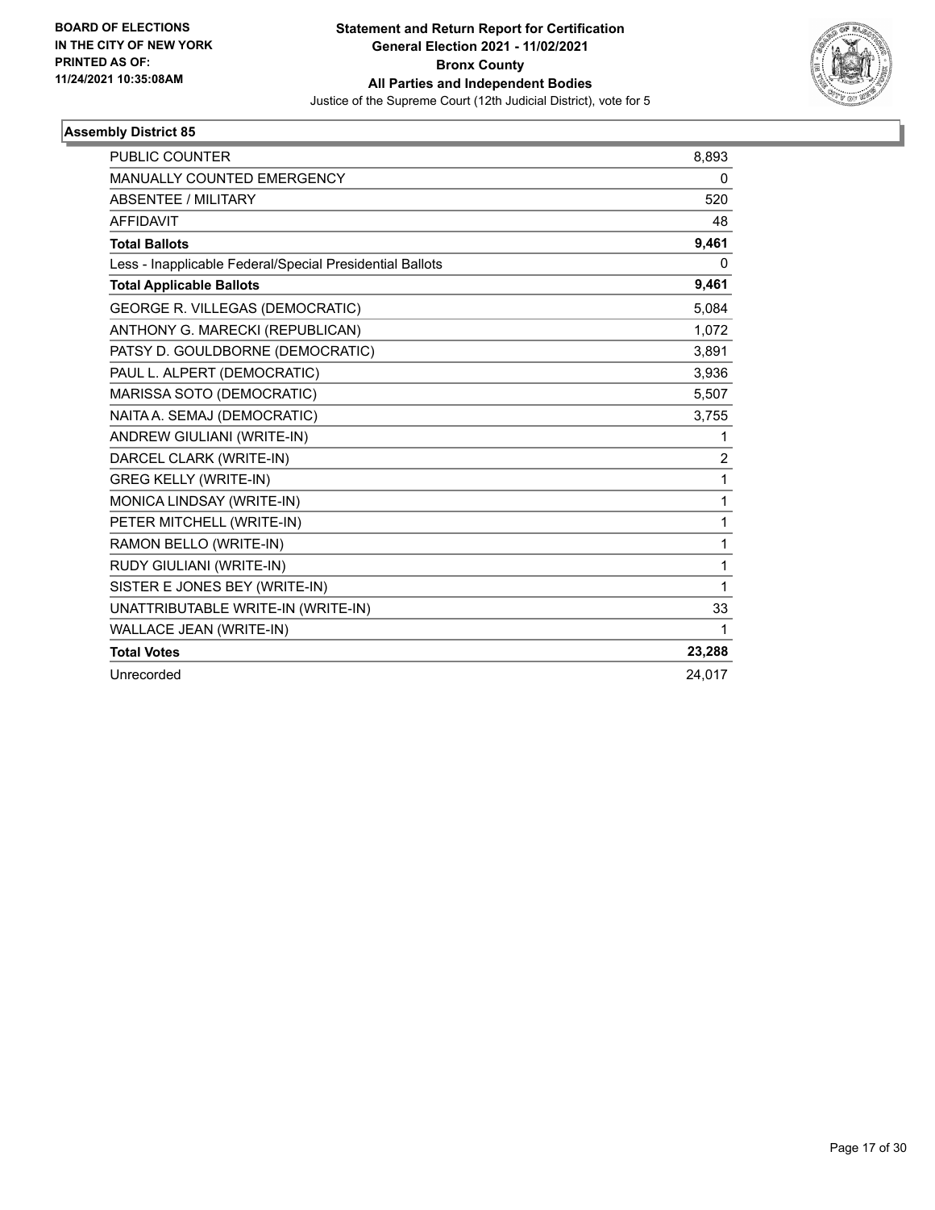BOARD OF ELECTIONS
IN THE CITY OF NEW YORK
PRINTED AS OF:
11/24/2021 10:35:08AM

**Statement and Return Report for Certification**
**General Election 2021 - 11/02/2021**
**Bronx County**
**All Parties and Independent Bodies**
Justice of the Supreme Court (12th Judicial District), vote for 5

### Assembly District 85

| | |
|---|---|
| PUBLIC COUNTER | 8,893 |
| MANUALLY COUNTED EMERGENCY | 0 |
| ABSENTEE / MILITARY | 520 |
| AFFIDAVIT | 48 |
| **Total Ballots** | **9,461** |
| Less - Inapplicable Federal/Special Presidential Ballots | 0 |
| **Total Applicable Ballots** | **9,461** |
| GEORGE R. VILLEGAS (DEMOCRATIC) | 5,084 |
| ANTHONY G. MARECKI (REPUBLICAN) | 1,072 |
| PATSY D. GOULDBORNE (DEMOCRATIC) | 3,891 |
| PAUL L. ALPERT (DEMOCRATIC) | 3,936 |
| MARISSA SOTO (DEMOCRATIC) | 5,507 |
| NAITA A. SEMAJ (DEMOCRATIC) | 3,755 |
| ANDREW GIULIANI (WRITE-IN) | 1 |
| DARCEL CLARK (WRITE-IN) | 2 |
| GREG KELLY (WRITE-IN) | 1 |
| MONICA LINDSAY (WRITE-IN) | 1 |
| PETER MITCHELL (WRITE-IN) | 1 |
| RAMON BELLO (WRITE-IN) | 1 |
| RUDY GIULIANI (WRITE-IN) | 1 |
| SISTER E JONES BEY (WRITE-IN) | 1 |
| UNATTRIBUTABLE WRITE-IN (WRITE-IN) | 33 |
| WALLACE JEAN (WRITE-IN) | 1 |
| **Total Votes** | **23,288** |
| Unrecorded | 24,017 |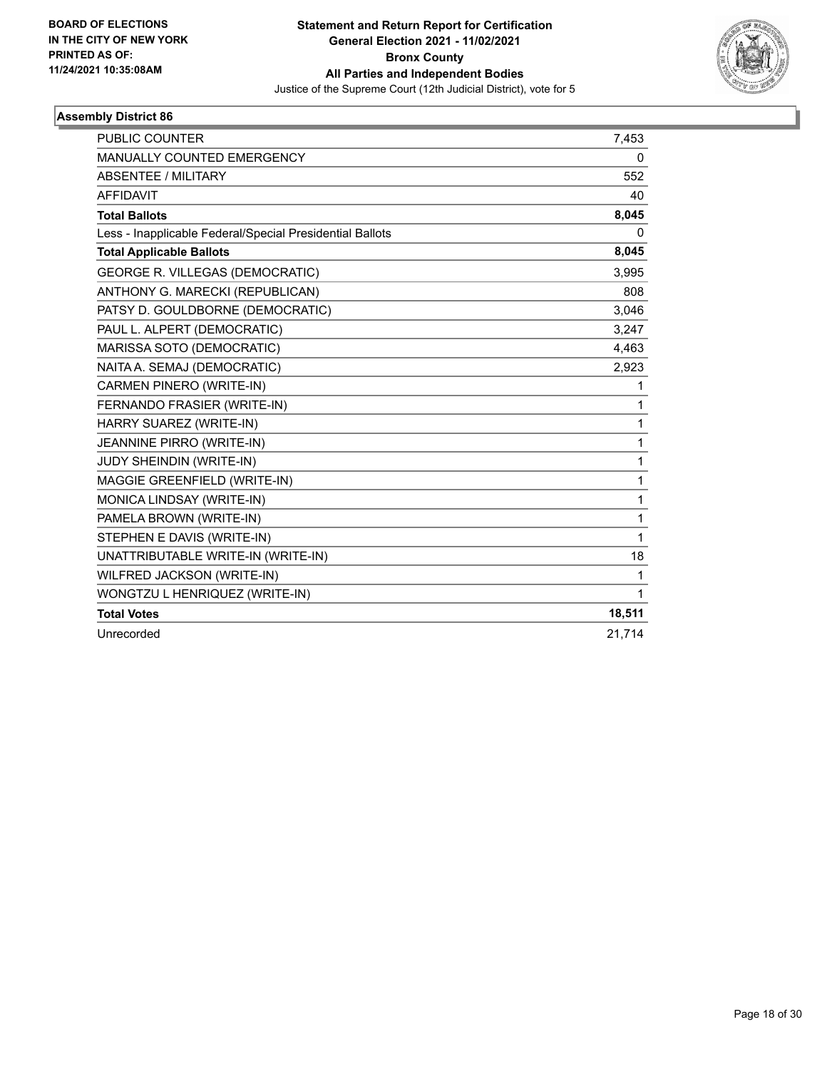BOARD OF ELECTIONS
IN THE CITY OF NEW YORK
PRINTED AS OF:
11/24/2021 10:35:08AM

**Statement and Return Report for Certification**
**General Election 2021 - 11/02/2021**
**Bronx County**
**All Parties and Independent Bodies**
Justice of the Supreme Court (12th Judicial District), vote for 5

### Assembly District 86

| | |
|---|---|
| PUBLIC COUNTER | 7,453 |
| MANUALLY COUNTED EMERGENCY | 0 |
| ABSENTEE / MILITARY | 552 |
| AFFIDAVIT | 40 |
| **Total Ballots** | **8,045** |
| Less - Inapplicable Federal/Special Presidential Ballots | 0 |
| **Total Applicable Ballots** | **8,045** |
| GEORGE R. VILLEGAS (DEMOCRATIC) | 3,995 |
| ANTHONY G. MARECKI (REPUBLICAN) | 808 |
| PATSY D. GOULDBORNE (DEMOCRATIC) | 3,046 |
| PAUL L. ALPERT (DEMOCRATIC) | 3,247 |
| MARISSA SOTO (DEMOCRATIC) | 4,463 |
| NAITA A. SEMAJ (DEMOCRATIC) | 2,923 |
| CARMEN PINERO (WRITE-IN) | 1 |
| FERNANDO FRASIER (WRITE-IN) | 1 |
| HARRY SUAREZ (WRITE-IN) | 1 |
| JEANNINE PIRRO (WRITE-IN) | 1 |
| JUDY SHEINDIN (WRITE-IN) | 1 |
| MAGGIE GREENFIELD (WRITE-IN) | 1 |
| MONICA LINDSAY (WRITE-IN) | 1 |
| PAMELA BROWN (WRITE-IN) | 1 |
| STEPHEN E DAVIS (WRITE-IN) | 1 |
| UNATTRIBUTABLE WRITE-IN (WRITE-IN) | 18 |
| WILFRED JACKSON (WRITE-IN) | 1 |
| WONGTZU L HENRIQUEZ (WRITE-IN) | 1 |
| **Total Votes** | **18,511** |
| Unrecorded | 21,714 |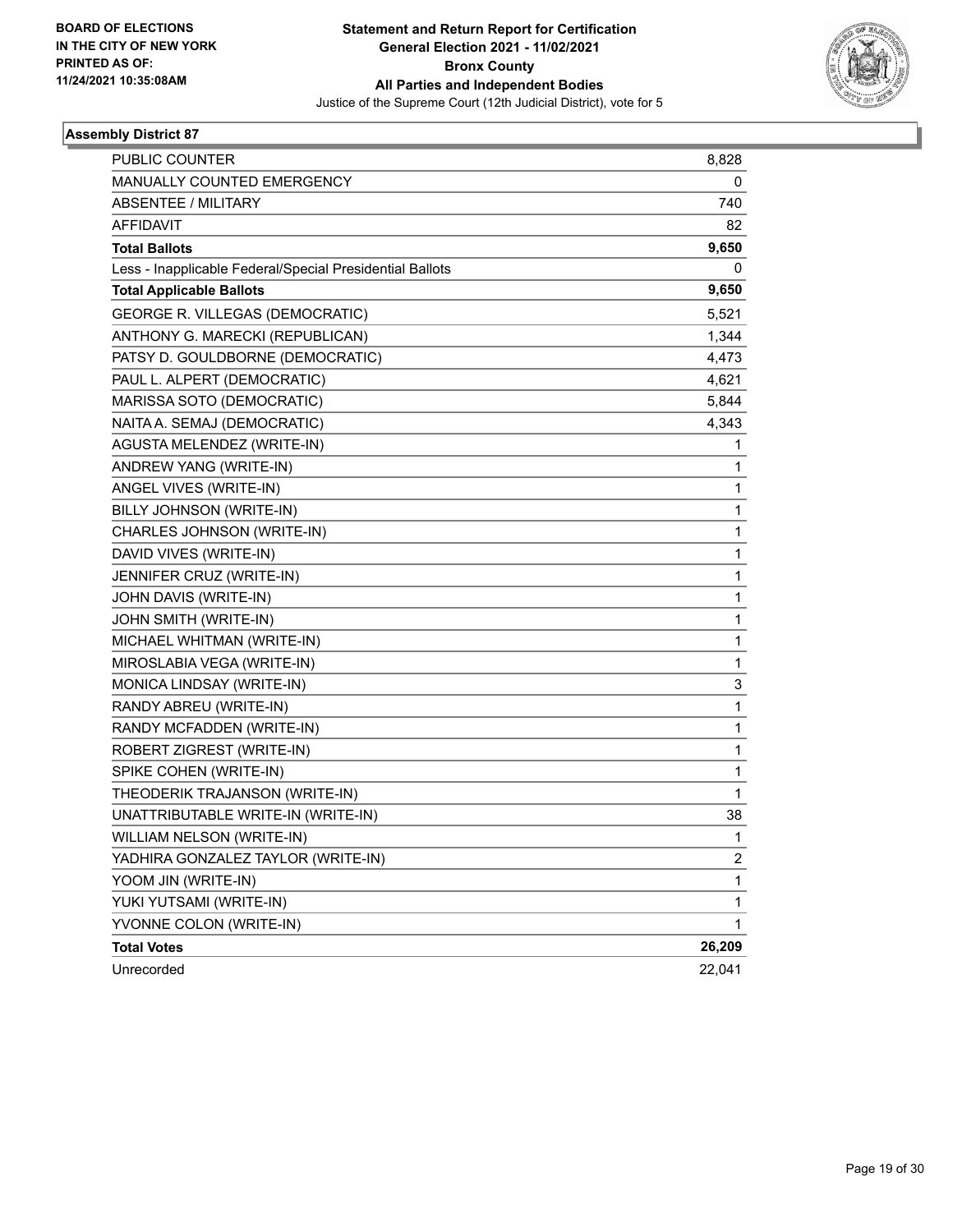BOARD OF ELECTIONS
IN THE CITY OF NEW YORK
PRINTED AS OF:
11/24/2021 10:35:08AM

# Statement and Return Report for Certification
## General Election 2021 - 11/02/2021
## Bronx County
## All Parties and Independent Bodies
Justice of the Supreme Court (12th Judicial District), vote for 5

### Assembly District 87

| | |
|---|---|
| PUBLIC COUNTER | 8,828 |
| MANUALLY COUNTED EMERGENCY | 0 |
| ABSENTEE / MILITARY | 740 |
| AFFIDAVIT | 82 |
| **Total Ballots** | **9,650** |
| Less - Inapplicable Federal/Special Presidential Ballots | 0 |
| **Total Applicable Ballots** | **9,650** |
| GEORGE R. VILLEGAS (DEMOCRATIC) | 5,521 |
| ANTHONY G. MARECKI (REPUBLICAN) | 1,344 |
| PATSY D. GOULDBORNE (DEMOCRATIC) | 4,473 |
| PAUL L. ALPERT (DEMOCRATIC) | 4,621 |
| MARISSA SOTO (DEMOCRATIC) | 5,844 |
| NAITA A. SEMAJ (DEMOCRATIC) | 4,343 |
| AGUSTA MELENDEZ (WRITE-IN) | 1 |
| ANDREW YANG (WRITE-IN) | 1 |
| ANGEL VIVES (WRITE-IN) | 1 |
| BILLY JOHNSON (WRITE-IN) | 1 |
| CHARLES JOHNSON (WRITE-IN) | 1 |
| DAVID VIVES (WRITE-IN) | 1 |
| JENNIFER CRUZ (WRITE-IN) | 1 |
| JOHN DAVIS (WRITE-IN) | 1 |
| JOHN SMITH (WRITE-IN) | 1 |
| MICHAEL WHITMAN (WRITE-IN) | 1 |
| MIROSLABIA VEGA (WRITE-IN) | 1 |
| MONICA LINDSAY (WRITE-IN) | 3 |
| RANDY ABREU (WRITE-IN) | 1 |
| RANDY MCFADDEN (WRITE-IN) | 1 |
| ROBERT ZIGREST (WRITE-IN) | 1 |
| SPIKE COHEN (WRITE-IN) | 1 |
| THEODERIK TRAJANSON (WRITE-IN) | 1 |
| UNATTRIBUTABLE WRITE-IN (WRITE-IN) | 38 |
| WILLIAM NELSON (WRITE-IN) | 1 |
| YADHIRA GONZALEZ TAYLOR (WRITE-IN) | 2 |
| YOOM JIN (WRITE-IN) | 1 |
| YUKI YUTSAMI (WRITE-IN) | 1 |
| YVONNE COLON (WRITE-IN) | 1 |
| **Total Votes** | **26,209** |
| Unrecorded | 22,041 |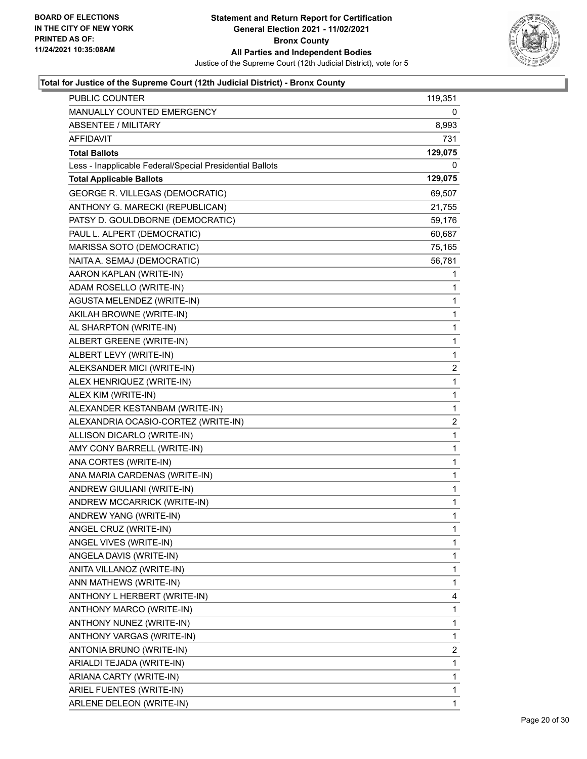**Statement and Return Report for Certification**
**General Election 2021 - 11/02/2021**
**Bronx County**
**All Parties and Independent Bodies**
Justice of the Supreme Court (12th Judicial District), vote for 5

BOARD OF ELECTIONS
IN THE CITY OF NEW YORK
PRINTED AS OF:
11/24/2021 10:35:08AM

### Total for Justice of the Supreme Court (12th Judicial District) - Bronx County

| | |
|---|---|
| PUBLIC COUNTER | 119,351 |
| MANUALLY COUNTED EMERGENCY | 0 |
| ABSENTEE / MILITARY | 8,993 |
| AFFIDAVIT | 731 |
| **Total Ballots** | **129,075** |
| Less - Inapplicable Federal/Special Presidential Ballots | 0 |
| **Total Applicable Ballots** | **129,075** |
| GEORGE R. VILLEGAS (DEMOCRATIC) | 69,507 |
| ANTHONY G. MARECKI (REPUBLICAN) | 21,755 |
| PATSY D. GOULDBORNE (DEMOCRATIC) | 59,176 |
| PAUL L. ALPERT (DEMOCRATIC) | 60,687 |
| MARISSA SOTO (DEMOCRATIC) | 75,165 |
| NAITA A. SEMAJ (DEMOCRATIC) | 56,781 |
| AARON KAPLAN (WRITE-IN) | 1 |
| ADAM ROSELLO (WRITE-IN) | 1 |
| AGUSTA MELENDEZ (WRITE-IN) | 1 |
| AKILAH BROWNE (WRITE-IN) | 1 |
| AL SHARPTON (WRITE-IN) | 1 |
| ALBERT GREENE (WRITE-IN) | 1 |
| ALBERT LEVY (WRITE-IN) | 1 |
| ALEKSANDER MICI (WRITE-IN) | 2 |
| ALEX HENRIQUEZ (WRITE-IN) | 1 |
| ALEX KIM (WRITE-IN) | 1 |
| ALEXANDER KESTANBAM (WRITE-IN) | 1 |
| ALEXANDRIA OCASIO-CORTEZ (WRITE-IN) | 2 |
| ALLISON DICARLO (WRITE-IN) | 1 |
| AMY CONY BARRELL (WRITE-IN) | 1 |
| ANA CORTES (WRITE-IN) | 1 |
| ANA MARIA CARDENAS (WRITE-IN) | 1 |
| ANDREW GIULIANI (WRITE-IN) | 1 |
| ANDREW MCCARRICK (WRITE-IN) | 1 |
| ANDREW YANG (WRITE-IN) | 1 |
| ANGEL CRUZ (WRITE-IN) | 1 |
| ANGEL VIVES (WRITE-IN) | 1 |
| ANGELA DAVIS (WRITE-IN) | 1 |
| ANITA VILLANOZ (WRITE-IN) | 1 |
| ANN MATHEWS (WRITE-IN) | 1 |
| ANTHONY L HERBERT (WRITE-IN) | 4 |
| ANTHONY MARCO (WRITE-IN) | 1 |
| ANTHONY NUNEZ (WRITE-IN) | 1 |
| ANTHONY VARGAS (WRITE-IN) | 1 |
| ANTONIA BRUNO (WRITE-IN) | 2 |
| ARIALDI TEJADA (WRITE-IN) | 1 |
| ARIANA CARTY (WRITE-IN) | 1 |
| ARIEL FUENTES (WRITE-IN) | 1 |
| ARLENE DELEON (WRITE-IN) | 1 |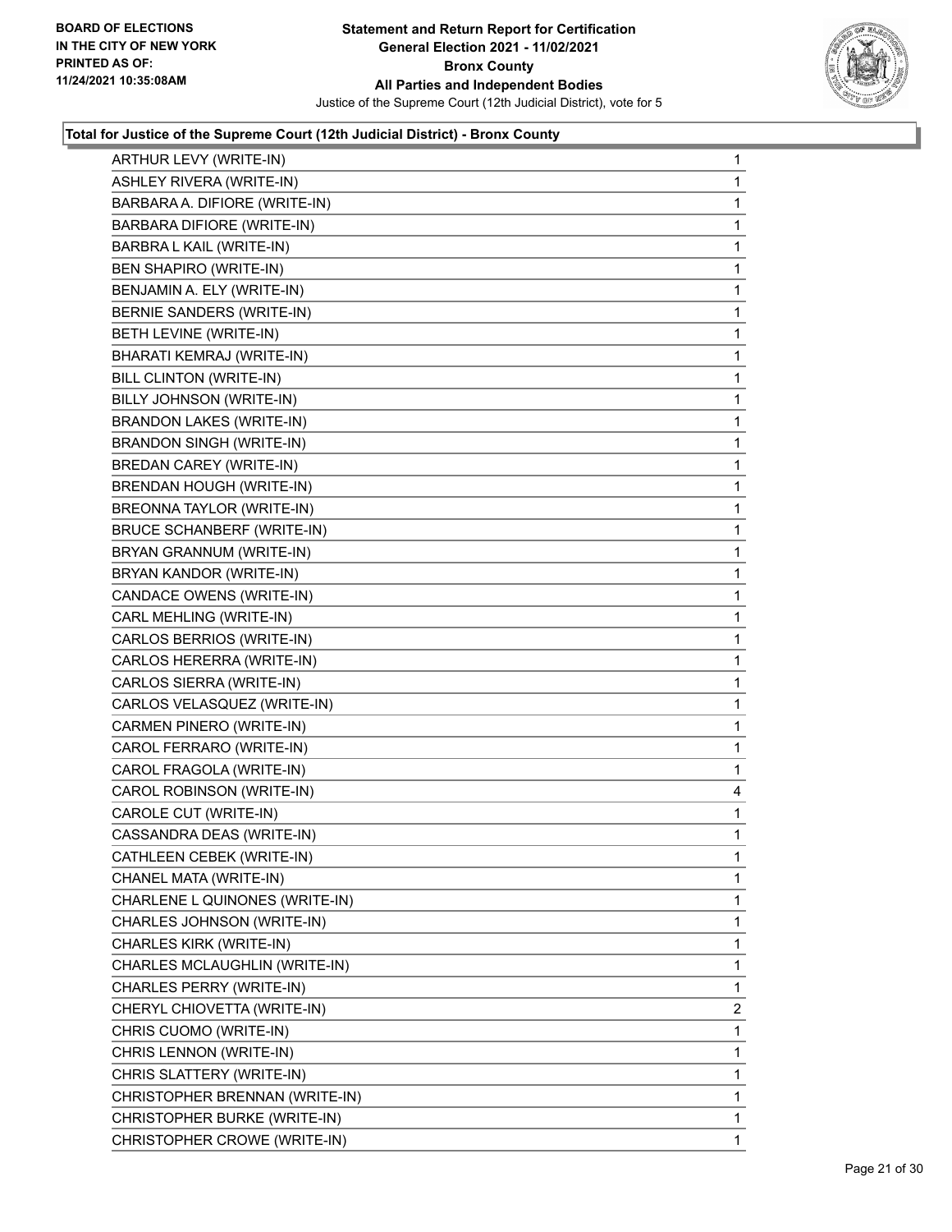**Statement and Return Report for Certification**
**General Election 2021 - 11/02/2021**
**Bronx County**
**All Parties and Independent Bodies**
Justice of the Supreme Court (12th Judicial District), vote for 5

BOARD OF ELECTIONS
IN THE CITY OF NEW YORK
PRINTED AS OF:
11/24/2021 10:35:08AM

### Total for Justice of the Supreme Court (12th Judicial District) - Bronx County

| Candidate | Votes |
|---|---|
| ARTHUR LEVY (WRITE-IN) | 1 |
| ASHLEY RIVERA (WRITE-IN) | 1 |
| BARBARA A. DIFIORE (WRITE-IN) | 1 |
| BARBARA DIFIORE (WRITE-IN) | 1 |
| BARBRA L KAIL (WRITE-IN) | 1 |
| BEN SHAPIRO (WRITE-IN) | 1 |
| BENJAMIN A. ELY (WRITE-IN) | 1 |
| BERNIE SANDERS (WRITE-IN) | 1 |
| BETH LEVINE (WRITE-IN) | 1 |
| BHARATI KEMRAJ (WRITE-IN) | 1 |
| BILL CLINTON (WRITE-IN) | 1 |
| BILLY JOHNSON (WRITE-IN) | 1 |
| BRANDON LAKES (WRITE-IN) | 1 |
| BRANDON SINGH (WRITE-IN) | 1 |
| BREDAN CAREY (WRITE-IN) | 1 |
| BRENDAN HOUGH (WRITE-IN) | 1 |
| BREONNA TAYLOR (WRITE-IN) | 1 |
| BRUCE SCHANBERF (WRITE-IN) | 1 |
| BRYAN GRANNUM (WRITE-IN) | 1 |
| BRYAN KANDOR (WRITE-IN) | 1 |
| CANDACE OWENS (WRITE-IN) | 1 |
| CARL MEHLING (WRITE-IN) | 1 |
| CARLOS BERRIOS (WRITE-IN) | 1 |
| CARLOS HERERRA (WRITE-IN) | 1 |
| CARLOS SIERRA (WRITE-IN) | 1 |
| CARLOS VELASQUEZ (WRITE-IN) | 1 |
| CARMEN PINERO (WRITE-IN) | 1 |
| CAROL FERRARO (WRITE-IN) | 1 |
| CAROL FRAGOLA (WRITE-IN) | 1 |
| CAROL ROBINSON (WRITE-IN) | 4 |
| CAROLE CUT (WRITE-IN) | 1 |
| CASSANDRA DEAS (WRITE-IN) | 1 |
| CATHLEEN CEBEK (WRITE-IN) | 1 |
| CHANEL MATA (WRITE-IN) | 1 |
| CHARLENE L QUINONES (WRITE-IN) | 1 |
| CHARLES JOHNSON (WRITE-IN) | 1 |
| CHARLES KIRK (WRITE-IN) | 1 |
| CHARLES MCLAUGHLIN (WRITE-IN) | 1 |
| CHARLES PERRY (WRITE-IN) | 1 |
| CHERYL CHIOVETTA (WRITE-IN) | 2 |
| CHRIS CUOMO (WRITE-IN) | 1 |
| CHRIS LENNON (WRITE-IN) | 1 |
| CHRIS SLATTERY (WRITE-IN) | 1 |
| CHRISTOPHER BRENNAN (WRITE-IN) | 1 |
| CHRISTOPHER BURKE (WRITE-IN) | 1 |
| CHRISTOPHER CROWE (WRITE-IN) | 1 |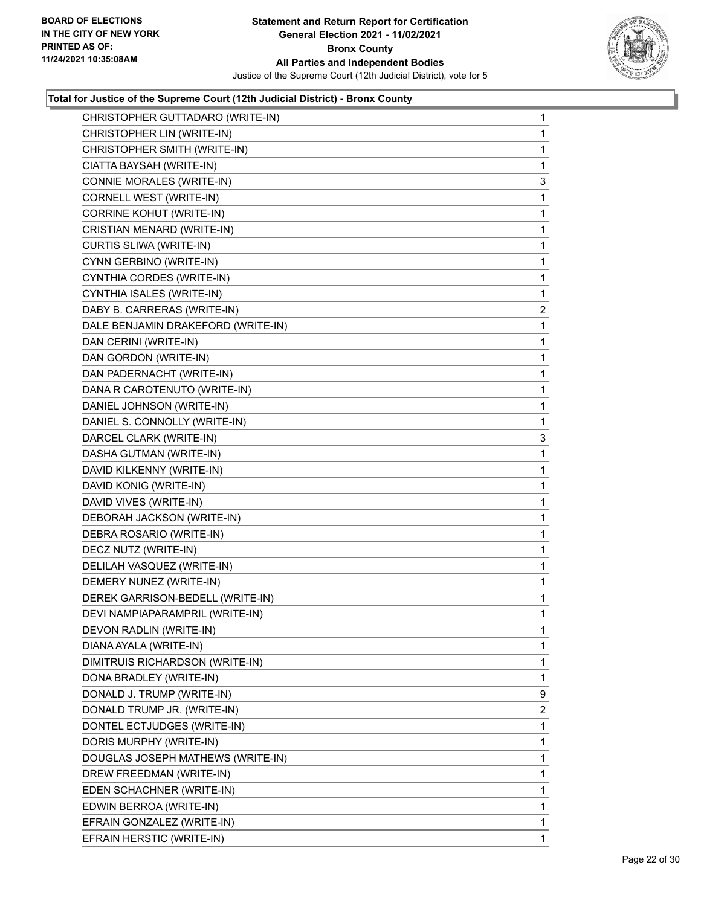**Statement and Return Report for Certification**
**General Election 2021 - 11/02/2021**
**Bronx County**
**All Parties and Independent Bodies**
Justice of the Supreme Court (12th Judicial District), vote for 5

BOARD OF ELECTIONS
IN THE CITY OF NEW YORK
PRINTED AS OF:
11/24/2021 10:35:08AM

### Total for Justice of the Supreme Court (12th Judicial District) - Bronx County

| | |
|---|---|
| CHRISTOPHER GUTTADARO (WRITE-IN) | 1 |
| CHRISTOPHER LIN (WRITE-IN) | 1 |
| CHRISTOPHER SMITH (WRITE-IN) | 1 |
| CIATTA BAYSAH (WRITE-IN) | 1 |
| CONNIE MORALES (WRITE-IN) | 3 |
| CORNELL WEST (WRITE-IN) | 1 |
| CORRINE KOHUT (WRITE-IN) | 1 |
| CRISTIAN MENARD (WRITE-IN) | 1 |
| CURTIS SLIWA (WRITE-IN) | 1 |
| CYNN GERBINO (WRITE-IN) | 1 |
| CYNTHIA CORDES (WRITE-IN) | 1 |
| CYNTHIA ISALES (WRITE-IN) | 1 |
| DABY B. CARRERAS (WRITE-IN) | 2 |
| DALE BENJAMIN DRAKEFORD (WRITE-IN) | 1 |
| DAN CERINI (WRITE-IN) | 1 |
| DAN GORDON (WRITE-IN) | 1 |
| DAN PADERNACHT (WRITE-IN) | 1 |
| DANA R CAROTENUTO (WRITE-IN) | 1 |
| DANIEL JOHNSON (WRITE-IN) | 1 |
| DANIEL S. CONNOLLY (WRITE-IN) | 1 |
| DARCEL CLARK (WRITE-IN) | 3 |
| DASHA GUTMAN (WRITE-IN) | 1 |
| DAVID KILKENNY (WRITE-IN) | 1 |
| DAVID KONIG (WRITE-IN) | 1 |
| DAVID VIVES (WRITE-IN) | 1 |
| DEBORAH JACKSON (WRITE-IN) | 1 |
| DEBRA ROSARIO (WRITE-IN) | 1 |
| DECZ NUTZ (WRITE-IN) | 1 |
| DELILAH VASQUEZ (WRITE-IN) | 1 |
| DEMERY NUNEZ (WRITE-IN) | 1 |
| DEREK GARRISON-BEDELL (WRITE-IN) | 1 |
| DEVI NAMPIAPARAMPRIL (WRITE-IN) | 1 |
| DEVON RADLIN (WRITE-IN) | 1 |
| DIANA AYALA (WRITE-IN) | 1 |
| DIMITRUIS RICHARDSON (WRITE-IN) | 1 |
| DONA BRADLEY (WRITE-IN) | 1 |
| DONALD J. TRUMP (WRITE-IN) | 9 |
| DONALD TRUMP JR. (WRITE-IN) | 2 |
| DONTEL ECTJUDGES (WRITE-IN) | 1 |
| DORIS MURPHY (WRITE-IN) | 1 |
| DOUGLAS JOSEPH MATHEWS (WRITE-IN) | 1 |
| DREW FREEDMAN (WRITE-IN) | 1 |
| EDEN SCHACHNER (WRITE-IN) | 1 |
| EDWIN BERROA (WRITE-IN) | 1 |
| EFRAIN GONZALEZ (WRITE-IN) | 1 |
| EFRAIN HERSTIC (WRITE-IN) | 1 |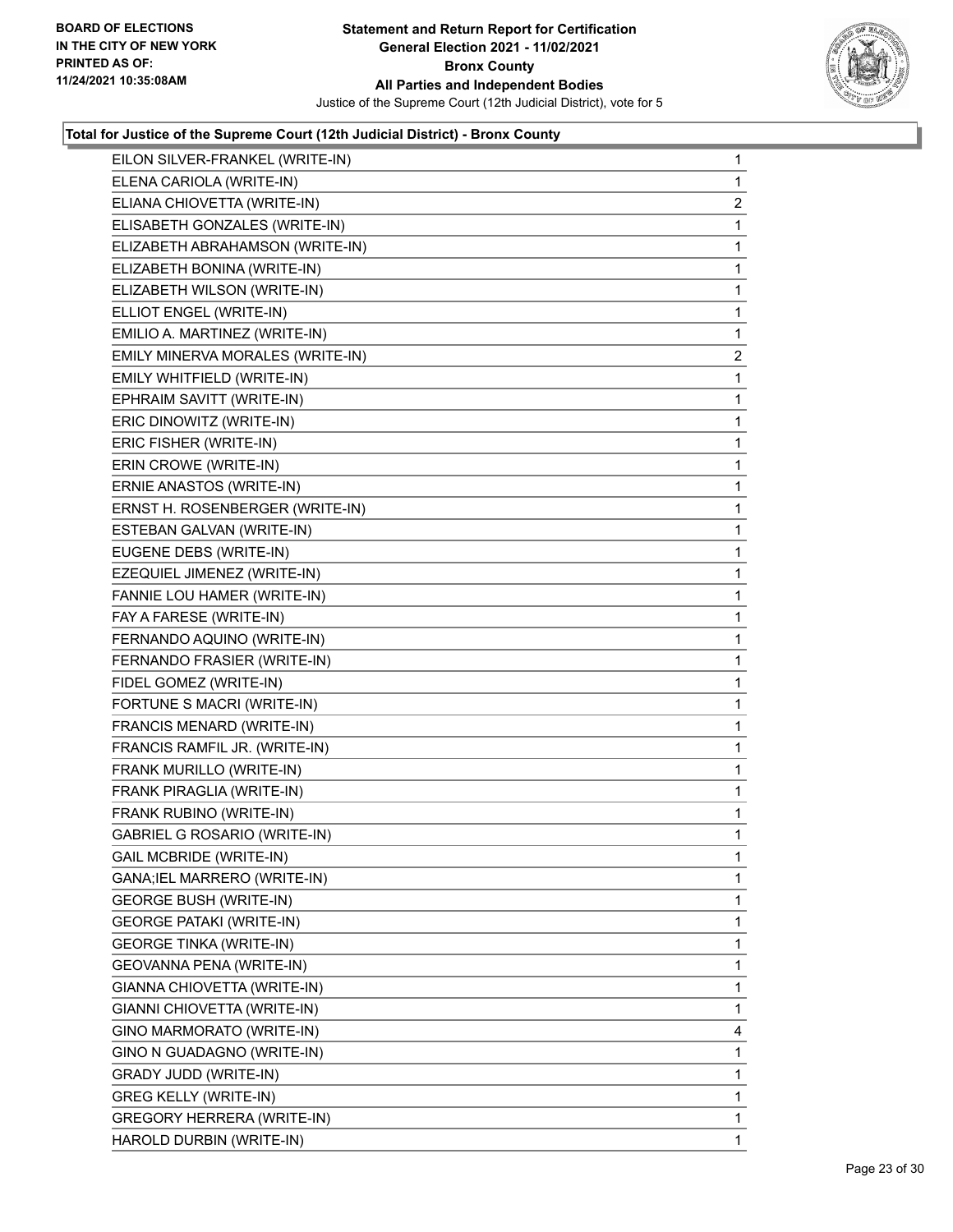**Total for Justice of the Supreme Court (12th Judicial District) - Bronx County**

| Candidate | Votes |
|---|---|
| EILON SILVER-FRANKEL (WRITE-IN) | 1 |
| ELENA CARIOLA (WRITE-IN) | 1 |
| ELIANA CHIOVETTA (WRITE-IN) | 2 |
| ELISABETH GONZALES (WRITE-IN) | 1 |
| ELIZABETH ABRAHAMSON (WRITE-IN) | 1 |
| ELIZABETH BONINA (WRITE-IN) | 1 |
| ELIZABETH WILSON (WRITE-IN) | 1 |
| ELLIOT ENGEL (WRITE-IN) | 1 |
| EMILIO A. MARTINEZ (WRITE-IN) | 1 |
| EMILY MINERVA MORALES (WRITE-IN) | 2 |
| EMILY WHITFIELD (WRITE-IN) | 1 |
| EPHRAIM SAVITT (WRITE-IN) | 1 |
| ERIC DINOWITZ (WRITE-IN) | 1 |
| ERIC FISHER (WRITE-IN) | 1 |
| ERIN CROWE (WRITE-IN) | 1 |
| ERNIE ANASTOS (WRITE-IN) | 1 |
| ERNST H. ROSENBERGER (WRITE-IN) | 1 |
| ESTEBAN GALVAN (WRITE-IN) | 1 |
| EUGENE DEBS (WRITE-IN) | 1 |
| EZEQUIEL JIMENEZ (WRITE-IN) | 1 |
| FANNIE LOU HAMER (WRITE-IN) | 1 |
| FAY A FARESE (WRITE-IN) | 1 |
| FERNANDO AQUINO (WRITE-IN) | 1 |
| FERNANDO FRASIER (WRITE-IN) | 1 |
| FIDEL GOMEZ (WRITE-IN) | 1 |
| FORTUNE S MACRI (WRITE-IN) | 1 |
| FRANCIS MENARD (WRITE-IN) | 1 |
| FRANCIS RAMFIL JR. (WRITE-IN) | 1 |
| FRANK MURILLO (WRITE-IN) | 1 |
| FRANK PIRAGLIA (WRITE-IN) | 1 |
| FRANK RUBINO (WRITE-IN) | 1 |
| GABRIEL G ROSARIO (WRITE-IN) | 1 |
| GAIL MCBRIDE (WRITE-IN) | 1 |
| GANA;IEL MARRERO (WRITE-IN) | 1 |
| GEORGE BUSH (WRITE-IN) | 1 |
| GEORGE PATAKI (WRITE-IN) | 1 |
| GEORGE TINKA (WRITE-IN) | 1 |
| GEOVANNA PENA (WRITE-IN) | 1 |
| GIANNA CHIOVETTA (WRITE-IN) | 1 |
| GIANNI CHIOVETTA (WRITE-IN) | 1 |
| GINO MARMORATO (WRITE-IN) | 4 |
| GINO N GUADAGNO (WRITE-IN) | 1 |
| GRADY JUDD (WRITE-IN) | 1 |
| GREG KELLY (WRITE-IN) | 1 |
| GREGORY HERRERA (WRITE-IN) | 1 |
| HAROLD DURBIN (WRITE-IN) | 1 |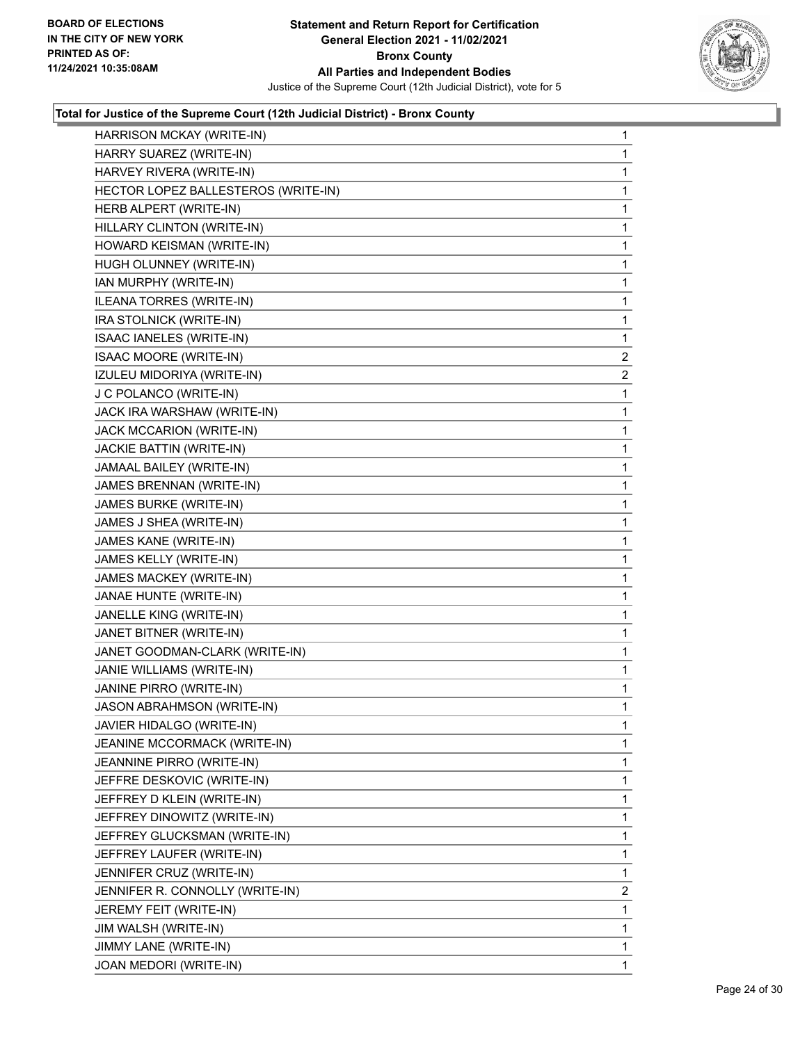**Total for Justice of the Supreme Court (12th Judicial District) - Bronx County**

| Candidate | Votes |
|---|---|
| HARRISON MCKAY (WRITE-IN) | 1 |
| HARRY SUAREZ (WRITE-IN) | 1 |
| HARVEY RIVERA (WRITE-IN) | 1 |
| HECTOR LOPEZ BALLESTEROS (WRITE-IN) | 1 |
| HERB ALPERT (WRITE-IN) | 1 |
| HILLARY CLINTON (WRITE-IN) | 1 |
| HOWARD KEISMAN (WRITE-IN) | 1 |
| HUGH OLUNNEY (WRITE-IN) | 1 |
| IAN MURPHY (WRITE-IN) | 1 |
| ILEANA TORRES (WRITE-IN) | 1 |
| IRA STOLNICK (WRITE-IN) | 1 |
| ISAAC IANELES (WRITE-IN) | 1 |
| ISAAC MOORE (WRITE-IN) | 2 |
| IZULEU MIDORIYA (WRITE-IN) | 2 |
| J C POLANCO (WRITE-IN) | 1 |
| JACK IRA WARSHAW (WRITE-IN) | 1 |
| JACK MCCARION (WRITE-IN) | 1 |
| JACKIE BATTIN (WRITE-IN) | 1 |
| JAMAAL BAILEY (WRITE-IN) | 1 |
| JAMES BRENNAN (WRITE-IN) | 1 |
| JAMES BURKE (WRITE-IN) | 1 |
| JAMES J SHEA (WRITE-IN) | 1 |
| JAMES KANE (WRITE-IN) | 1 |
| JAMES KELLY (WRITE-IN) | 1 |
| JAMES MACKEY (WRITE-IN) | 1 |
| JANAE HUNTE (WRITE-IN) | 1 |
| JANELLE KING (WRITE-IN) | 1 |
| JANET BITNER (WRITE-IN) | 1 |
| JANET GOODMAN-CLARK (WRITE-IN) | 1 |
| JANIE WILLIAMS (WRITE-IN) | 1 |
| JANINE PIRRO (WRITE-IN) | 1 |
| JASON ABRAHMSON (WRITE-IN) | 1 |
| JAVIER HIDALGO (WRITE-IN) | 1 |
| JEANINE MCCORMACK (WRITE-IN) | 1 |
| JEANNINE PIRRO (WRITE-IN) | 1 |
| JEFFRE DESKOVIC (WRITE-IN) | 1 |
| JEFFREY D KLEIN (WRITE-IN) | 1 |
| JEFFREY DINOWITZ (WRITE-IN) | 1 |
| JEFFREY GLUCKSMAN (WRITE-IN) | 1 |
| JEFFREY LAUFER (WRITE-IN) | 1 |
| JENNIFER CRUZ (WRITE-IN) | 1 |
| JENNIFER R. CONNOLLY (WRITE-IN) | 2 |
| JEREMY FEIT (WRITE-IN) | 1 |
| JIM WALSH (WRITE-IN) | 1 |
| JIMMY LANE (WRITE-IN) | 1 |
| JOAN MEDORI (WRITE-IN) | 1 |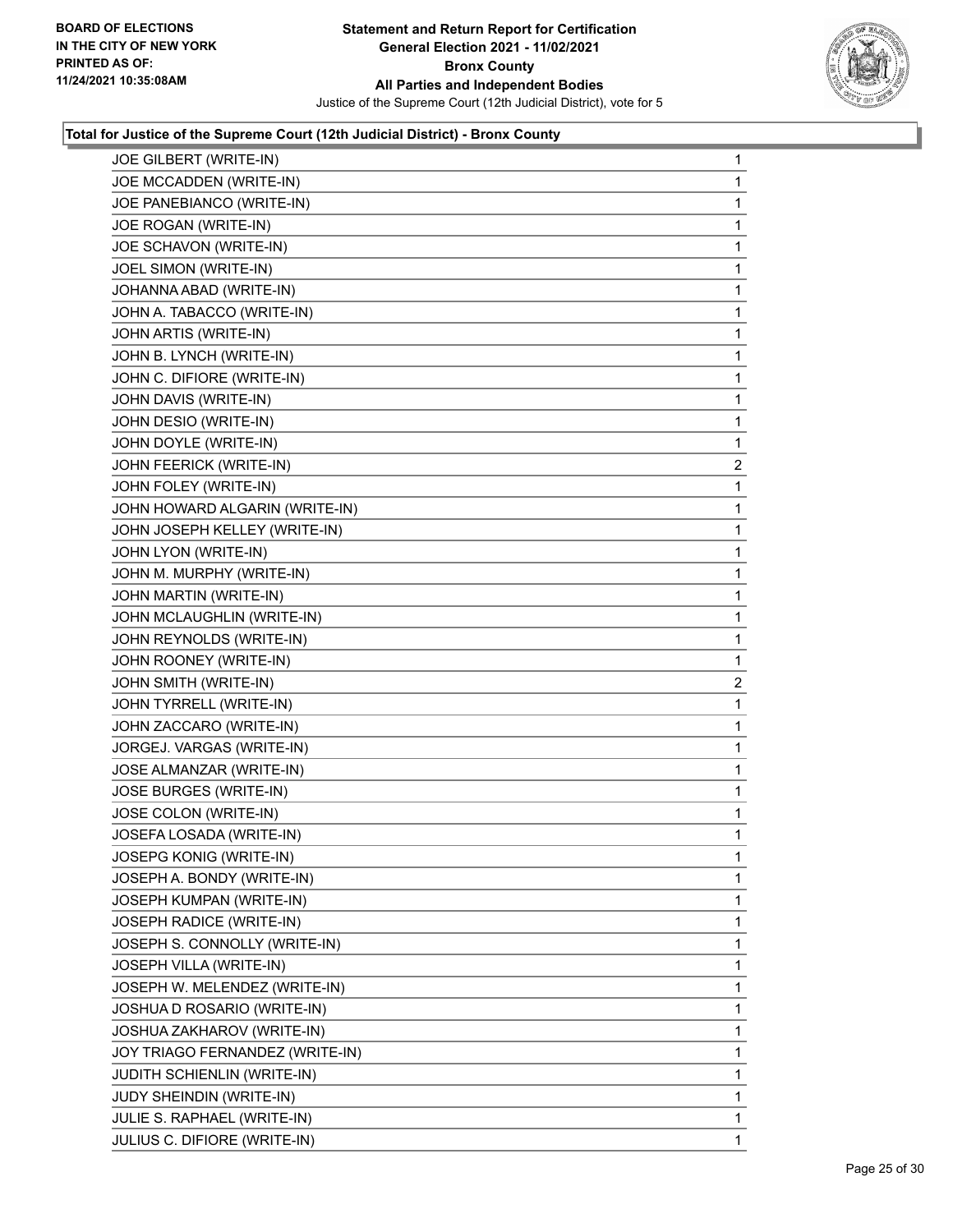**Total for Justice of the Supreme Court (12th Judicial District) - Bronx County**

| Candidate | Votes |
|---|---|
| JOE GILBERT (WRITE-IN) | 1 |
| JOE MCCADDEN (WRITE-IN) | 1 |
| JOE PANEBIANCO (WRITE-IN) | 1 |
| JOE ROGAN (WRITE-IN) | 1 |
| JOE SCHAVON (WRITE-IN) | 1 |
| JOEL SIMON (WRITE-IN) | 1 |
| JOHANNA ABAD (WRITE-IN) | 1 |
| JOHN A. TABACCO (WRITE-IN) | 1 |
| JOHN ARTIS (WRITE-IN) | 1 |
| JOHN B. LYNCH (WRITE-IN) | 1 |
| JOHN C. DIFIORE (WRITE-IN) | 1 |
| JOHN DAVIS (WRITE-IN) | 1 |
| JOHN DESIO (WRITE-IN) | 1 |
| JOHN DOYLE (WRITE-IN) | 1 |
| JOHN FEERICK (WRITE-IN) | 2 |
| JOHN FOLEY (WRITE-IN) | 1 |
| JOHN HOWARD ALGARIN (WRITE-IN) | 1 |
| JOHN JOSEPH KELLEY (WRITE-IN) | 1 |
| JOHN LYON (WRITE-IN) | 1 |
| JOHN M. MURPHY (WRITE-IN) | 1 |
| JOHN MARTIN (WRITE-IN) | 1 |
| JOHN MCLAUGHLIN (WRITE-IN) | 1 |
| JOHN REYNOLDS (WRITE-IN) | 1 |
| JOHN ROONEY (WRITE-IN) | 1 |
| JOHN SMITH (WRITE-IN) | 2 |
| JOHN TYRRELL (WRITE-IN) | 1 |
| JOHN ZACCARO (WRITE-IN) | 1 |
| JORGEJ. VARGAS (WRITE-IN) | 1 |
| JOSE ALMANZAR (WRITE-IN) | 1 |
| JOSE BURGES (WRITE-IN) | 1 |
| JOSE COLON (WRITE-IN) | 1 |
| JOSEFA LOSADA (WRITE-IN) | 1 |
| JOSEPG KONIG (WRITE-IN) | 1 |
| JOSEPH A. BONDY (WRITE-IN) | 1 |
| JOSEPH KUMPAN (WRITE-IN) | 1 |
| JOSEPH RADICE (WRITE-IN) | 1 |
| JOSEPH S. CONNOLLY (WRITE-IN) | 1 |
| JOSEPH VILLA (WRITE-IN) | 1 |
| JOSEPH W. MELENDEZ (WRITE-IN) | 1 |
| JOSHUA D ROSARIO (WRITE-IN) | 1 |
| JOSHUA ZAKHAROV (WRITE-IN) | 1 |
| JOY TRIAGO FERNANDEZ (WRITE-IN) | 1 |
| JUDITH SCHIENLIN (WRITE-IN) | 1 |
| JUDY SHEINDIN (WRITE-IN) | 1 |
| JULIE S. RAPHAEL (WRITE-IN) | 1 |
| JULIUS C. DIFIORE (WRITE-IN) | 1 |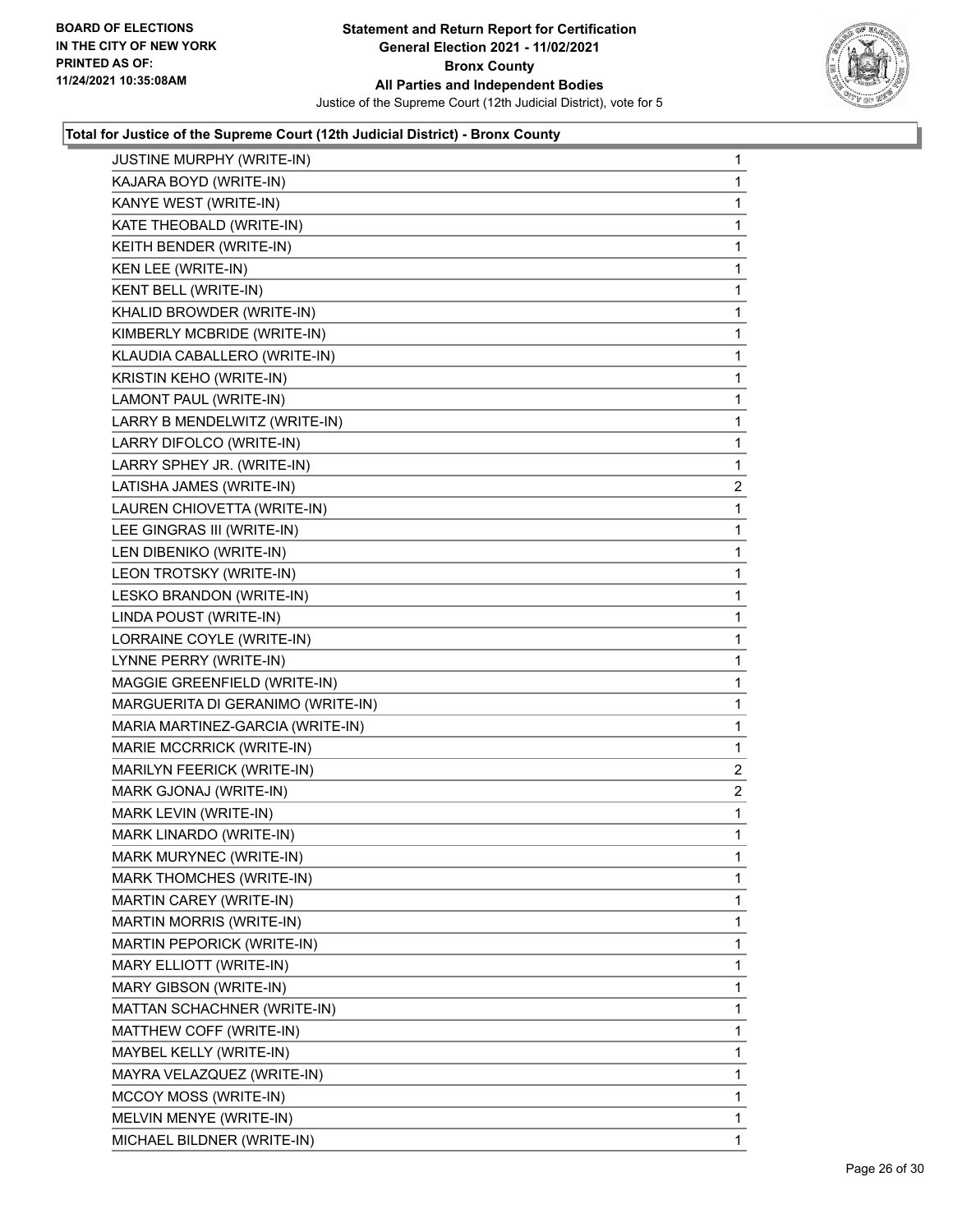**Total for Justice of the Supreme Court (12th Judicial District) - Bronx County**

| | |
|---|---|
| JUSTINE MURPHY (WRITE-IN) | 1 |
| KAJARA BOYD (WRITE-IN) | 1 |
| KANYE WEST (WRITE-IN) | 1 |
| KATE THEOBALD (WRITE-IN) | 1 |
| KEITH BENDER (WRITE-IN) | 1 |
| KEN LEE (WRITE-IN) | 1 |
| KENT BELL (WRITE-IN) | 1 |
| KHALID BROWDER (WRITE-IN) | 1 |
| KIMBERLY MCBRIDE (WRITE-IN) | 1 |
| KLAUDIA CABALLERO (WRITE-IN) | 1 |
| KRISTIN KEHO (WRITE-IN) | 1 |
| LAMONT PAUL (WRITE-IN) | 1 |
| LARRY B MENDELWITZ (WRITE-IN) | 1 |
| LARRY DIFOLCO (WRITE-IN) | 1 |
| LARRY SPHEY JR. (WRITE-IN) | 1 |
| LATISHA JAMES (WRITE-IN) | 2 |
| LAUREN CHIOVETTA (WRITE-IN) | 1 |
| LEE GINGRAS III (WRITE-IN) | 1 |
| LEN DIBENIKO (WRITE-IN) | 1 |
| LEON TROTSKY (WRITE-IN) | 1 |
| LESKO BRANDON (WRITE-IN) | 1 |
| LINDA POUST (WRITE-IN) | 1 |
| LORRAINE COYLE (WRITE-IN) | 1 |
| LYNNE PERRY (WRITE-IN) | 1 |
| MAGGIE GREENFIELD (WRITE-IN) | 1 |
| MARGUERITA DI GERANIMO (WRITE-IN) | 1 |
| MARIA MARTINEZ-GARCIA (WRITE-IN) | 1 |
| MARIE MCCRRICK (WRITE-IN) | 1 |
| MARILYN FEERICK (WRITE-IN) | 2 |
| MARK GJONAJ (WRITE-IN) | 2 |
| MARK LEVIN (WRITE-IN) | 1 |
| MARK LINARDO (WRITE-IN) | 1 |
| MARK MURYNEC (WRITE-IN) | 1 |
| MARK THOMCHES (WRITE-IN) | 1 |
| MARTIN CAREY (WRITE-IN) | 1 |
| MARTIN MORRIS (WRITE-IN) | 1 |
| MARTIN PEPORICK (WRITE-IN) | 1 |
| MARY ELLIOTT (WRITE-IN) | 1 |
| MARY GIBSON (WRITE-IN) | 1 |
| MATTAN SCHACHNER (WRITE-IN) | 1 |
| MATTHEW COFF (WRITE-IN) | 1 |
| MAYBEL KELLY (WRITE-IN) | 1 |
| MAYRA VELAZQUEZ (WRITE-IN) | 1 |
| MCCOY MOSS (WRITE-IN) | 1 |
| MELVIN MENYE (WRITE-IN) | 1 |
| MICHAEL BILDNER (WRITE-IN) | 1 |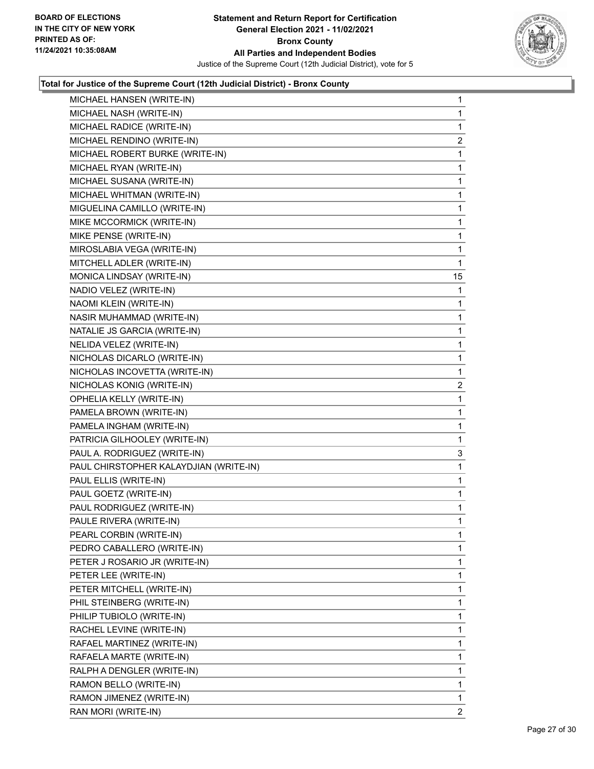**Total for Justice of the Supreme Court (12th Judicial District) - Bronx County**

| | |
|---|---|
| MICHAEL HANSEN (WRITE-IN) | 1 |
| MICHAEL NASH (WRITE-IN) | 1 |
| MICHAEL RADICE (WRITE-IN) | 1 |
| MICHAEL RENDINO (WRITE-IN) | 2 |
| MICHAEL ROBERT BURKE (WRITE-IN) | 1 |
| MICHAEL RYAN (WRITE-IN) | 1 |
| MICHAEL SUSANA (WRITE-IN) | 1 |
| MICHAEL WHITMAN (WRITE-IN) | 1 |
| MIGUELINA CAMILLO (WRITE-IN) | 1 |
| MIKE MCCORMICK (WRITE-IN) | 1 |
| MIKE PENSE (WRITE-IN) | 1 |
| MIROSLABIA VEGA (WRITE-IN) | 1 |
| MITCHELL ADLER (WRITE-IN) | 1 |
| MONICA LINDSAY (WRITE-IN) | 15 |
| NADIO VELEZ (WRITE-IN) | 1 |
| NAOMI KLEIN (WRITE-IN) | 1 |
| NASIR MUHAMMAD (WRITE-IN) | 1 |
| NATALIE JS GARCIA (WRITE-IN) | 1 |
| NELIDA VELEZ (WRITE-IN) | 1 |
| NICHOLAS DICARLO (WRITE-IN) | 1 |
| NICHOLAS INCOVETTA (WRITE-IN) | 1 |
| NICHOLAS KONIG (WRITE-IN) | 2 |
| OPHELIA KELLY (WRITE-IN) | 1 |
| PAMELA BROWN (WRITE-IN) | 1 |
| PAMELA INGHAM (WRITE-IN) | 1 |
| PATRICIA GILHOOLEY (WRITE-IN) | 1 |
| PAUL A. RODRIGUEZ (WRITE-IN) | 3 |
| PAUL CHIRSTOPHER KALAYDJIAN (WRITE-IN) | 1 |
| PAUL ELLIS (WRITE-IN) | 1 |
| PAUL GOETZ (WRITE-IN) | 1 |
| PAUL RODRIGUEZ (WRITE-IN) | 1 |
| PAULE RIVERA (WRITE-IN) | 1 |
| PEARL CORBIN (WRITE-IN) | 1 |
| PEDRO CABALLERO (WRITE-IN) | 1 |
| PETER J ROSARIO JR (WRITE-IN) | 1 |
| PETER LEE (WRITE-IN) | 1 |
| PETER MITCHELL (WRITE-IN) | 1 |
| PHIL STEINBERG (WRITE-IN) | 1 |
| PHILIP TUBIOLO (WRITE-IN) | 1 |
| RACHEL LEVINE (WRITE-IN) | 1 |
| RAFAEL MARTINEZ (WRITE-IN) | 1 |
| RAFAELA MARTE (WRITE-IN) | 1 |
| RALPH A DENGLER (WRITE-IN) | 1 |
| RAMON BELLO (WRITE-IN) | 1 |
| RAMON JIMENEZ (WRITE-IN) | 1 |
| RAN MORI (WRITE-IN) | 2 |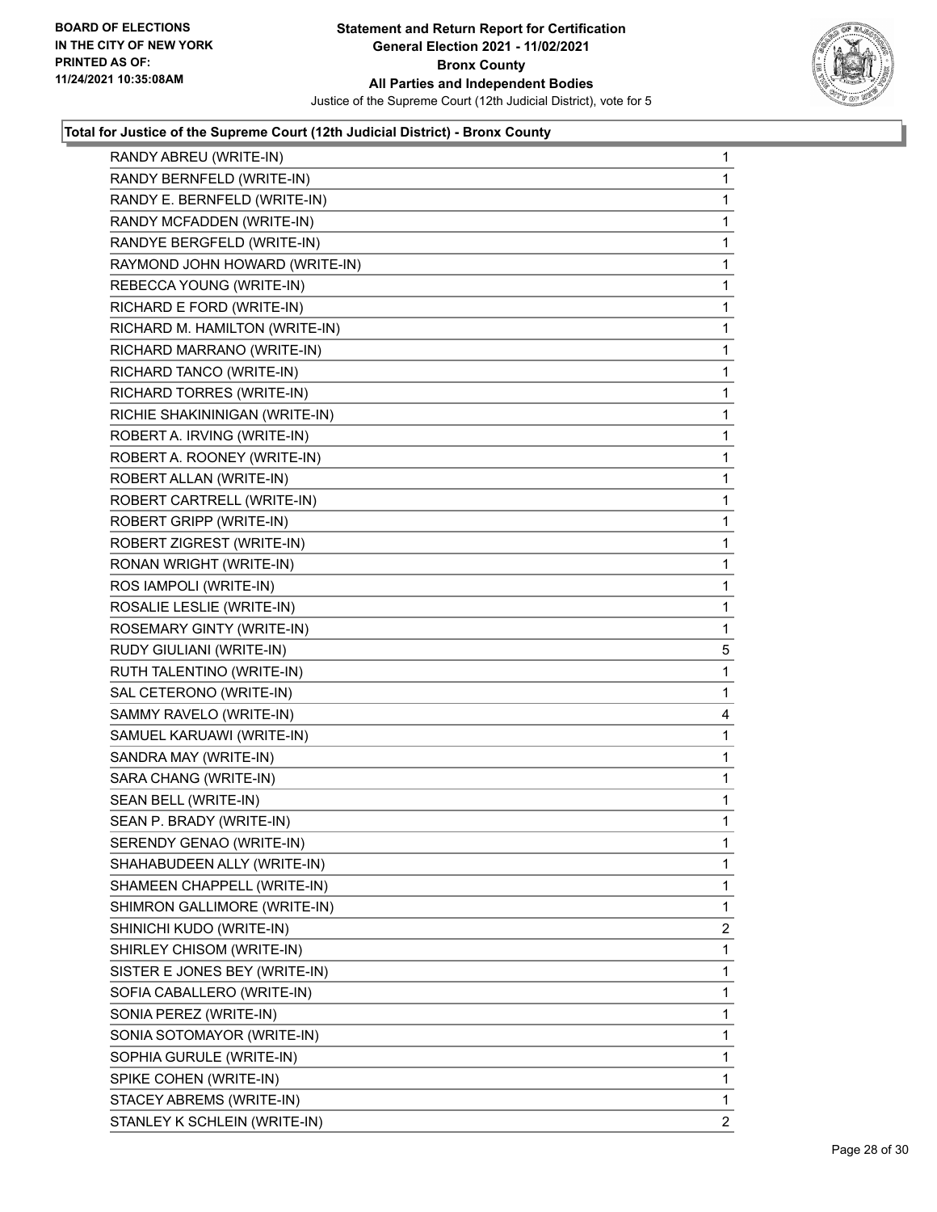**Statement and Return Report for Certification**
**General Election 2021 - 11/02/2021**
**Bronx County**
**All Parties and Independent Bodies**
Justice of the Supreme Court (12th Judicial District), vote for 5

BOARD OF ELECTIONS
IN THE CITY OF NEW YORK
PRINTED AS OF:
11/24/2021 10:35:08AM

### Total for Justice of the Supreme Court (12th Judicial District) - Bronx County

| Candidate | Votes |
|---|---|
| RANDY ABREU (WRITE-IN) | 1 |
| RANDY BERNFELD (WRITE-IN) | 1 |
| RANDY E. BERNFELD (WRITE-IN) | 1 |
| RANDY MCFADDEN (WRITE-IN) | 1 |
| RANDYE BERGFELD (WRITE-IN) | 1 |
| RAYMOND JOHN HOWARD (WRITE-IN) | 1 |
| REBECCA YOUNG (WRITE-IN) | 1 |
| RICHARD E FORD (WRITE-IN) | 1 |
| RICHARD M. HAMILTON (WRITE-IN) | 1 |
| RICHARD MARRANO (WRITE-IN) | 1 |
| RICHARD TANCO (WRITE-IN) | 1 |
| RICHARD TORRES (WRITE-IN) | 1 |
| RICHIE SHAKININIGAN (WRITE-IN) | 1 |
| ROBERT A. IRVING (WRITE-IN) | 1 |
| ROBERT A. ROONEY (WRITE-IN) | 1 |
| ROBERT ALLAN (WRITE-IN) | 1 |
| ROBERT CARTRELL (WRITE-IN) | 1 |
| ROBERT GRIPP (WRITE-IN) | 1 |
| ROBERT ZIGREST (WRITE-IN) | 1 |
| RONAN WRIGHT (WRITE-IN) | 1 |
| ROS IAMPOLI (WRITE-IN) | 1 |
| ROSALIE LESLIE (WRITE-IN) | 1 |
| ROSEMARY GINTY (WRITE-IN) | 1 |
| RUDY GIULIANI (WRITE-IN) | 5 |
| RUTH TALENTINO (WRITE-IN) | 1 |
| SAL CETERONO (WRITE-IN) | 1 |
| SAMMY RAVELO (WRITE-IN) | 4 |
| SAMUEL KARUAWI (WRITE-IN) | 1 |
| SANDRA MAY (WRITE-IN) | 1 |
| SARA CHANG (WRITE-IN) | 1 |
| SEAN BELL (WRITE-IN) | 1 |
| SEAN P. BRADY (WRITE-IN) | 1 |
| SERENDY GENAO (WRITE-IN) | 1 |
| SHAHABUDEEN ALLY (WRITE-IN) | 1 |
| SHAMEEN CHAPPELL (WRITE-IN) | 1 |
| SHIMRON GALLIMORE (WRITE-IN) | 1 |
| SHINICHI KUDO (WRITE-IN) | 2 |
| SHIRLEY CHISOM (WRITE-IN) | 1 |
| SISTER E JONES BEY (WRITE-IN) | 1 |
| SOFIA CABALLERO (WRITE-IN) | 1 |
| SONIA PEREZ (WRITE-IN) | 1 |
| SONIA SOTOMAYOR (WRITE-IN) | 1 |
| SOPHIA GURULE (WRITE-IN) | 1 |
| SPIKE COHEN (WRITE-IN) | 1 |
| STACEY ABREMS (WRITE-IN) | 1 |
| STANLEY K SCHLEIN (WRITE-IN) | 2 |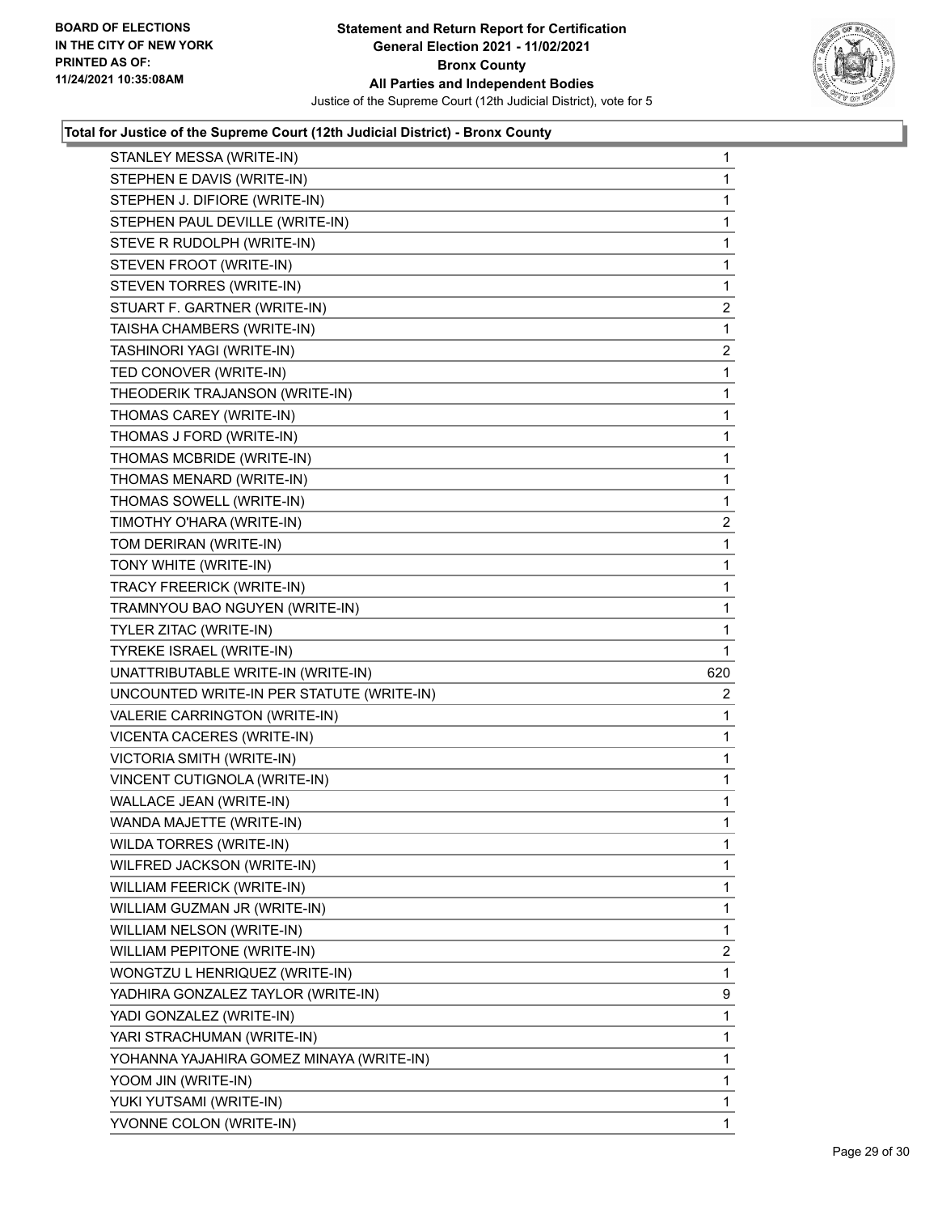**Statement and Return Report for Certification**
**General Election 2021 - 11/02/2021**
**Bronx County**
**All Parties and Independent Bodies**
Justice of the Supreme Court (12th Judicial District), vote for 5

BOARD OF ELECTIONS
IN THE CITY OF NEW YORK
PRINTED AS OF:
11/24/2021 10:35:08AM

### Total for Justice of the Supreme Court (12th Judicial District) - Bronx County

| | |
|---|---|
| STANLEY MESSA (WRITE-IN) | 1 |
| STEPHEN E DAVIS (WRITE-IN) | 1 |
| STEPHEN J. DIFIORE (WRITE-IN) | 1 |
| STEPHEN PAUL DEVILLE (WRITE-IN) | 1 |
| STEVE R RUDOLPH (WRITE-IN) | 1 |
| STEVEN FROOT (WRITE-IN) | 1 |
| STEVEN TORRES (WRITE-IN) | 1 |
| STUART F. GARTNER (WRITE-IN) | 2 |
| TAISHA CHAMBERS (WRITE-IN) | 1 |
| TASHINORI YAGI (WRITE-IN) | 2 |
| TED CONOVER (WRITE-IN) | 1 |
| THEODERIK TRAJANSON (WRITE-IN) | 1 |
| THOMAS CAREY (WRITE-IN) | 1 |
| THOMAS J FORD (WRITE-IN) | 1 |
| THOMAS MCBRIDE (WRITE-IN) | 1 |
| THOMAS MENARD (WRITE-IN) | 1 |
| THOMAS SOWELL (WRITE-IN) | 1 |
| TIMOTHY O'HARA (WRITE-IN) | 2 |
| TOM DERIRAN (WRITE-IN) | 1 |
| TONY WHITE (WRITE-IN) | 1 |
| TRACY FREERICK (WRITE-IN) | 1 |
| TRAMNYOU BAO NGUYEN (WRITE-IN) | 1 |
| TYLER ZITAC (WRITE-IN) | 1 |
| TYREKE ISRAEL (WRITE-IN) | 1 |
| UNATTRIBUTABLE WRITE-IN (WRITE-IN) | 620 |
| UNCOUNTED WRITE-IN PER STATUTE (WRITE-IN) | 2 |
| VALERIE CARRINGTON (WRITE-IN) | 1 |
| VICENTA CACERES (WRITE-IN) | 1 |
| VICTORIA SMITH (WRITE-IN) | 1 |
| VINCENT CUTIGNOLA (WRITE-IN) | 1 |
| WALLACE JEAN (WRITE-IN) | 1 |
| WANDA MAJETTE (WRITE-IN) | 1 |
| WILDA TORRES (WRITE-IN) | 1 |
| WILFRED JACKSON (WRITE-IN) | 1 |
| WILLIAM FEERICK (WRITE-IN) | 1 |
| WILLIAM GUZMAN JR (WRITE-IN) | 1 |
| WILLIAM NELSON (WRITE-IN) | 1 |
| WILLIAM PEPITONE (WRITE-IN) | 2 |
| WONGTZU L HENRIQUEZ (WRITE-IN) | 1 |
| YADHIRA GONZALEZ TAYLOR (WRITE-IN) | 9 |
| YADI GONZALEZ (WRITE-IN) | 1 |
| YARI STRACHUMAN (WRITE-IN) | 1 |
| YOHANNA YAJAHIRA GOMEZ MINAYA (WRITE-IN) | 1 |
| YOOM JIN (WRITE-IN) | 1 |
| YUKI YUTSAMI (WRITE-IN) | 1 |
| YVONNE COLON (WRITE-IN) | 1 |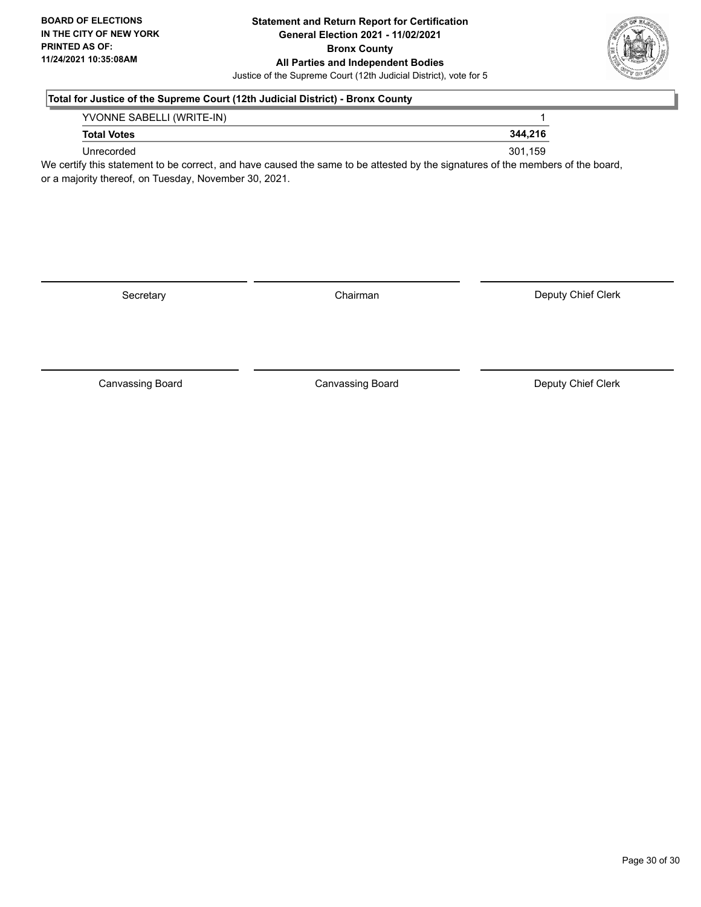**Total for Justice of the Supreme Court (12th Judicial District) - Bronx County**

| | |
|---|---|
| YVONNE SABELLI (WRITE-IN) | 1 |
| **Total Votes** | **344,216** |
| Unrecorded | 301,159 |

We certify this statement to be correct, and have caused the same to be attested by the signatures of the members of the board, or a majority thereof, on Tuesday, November 30, 2021.

Secretary

Chairman

Deputy Chief Clerk

Canvassing Board

Canvassing Board

Deputy Chief Clerk